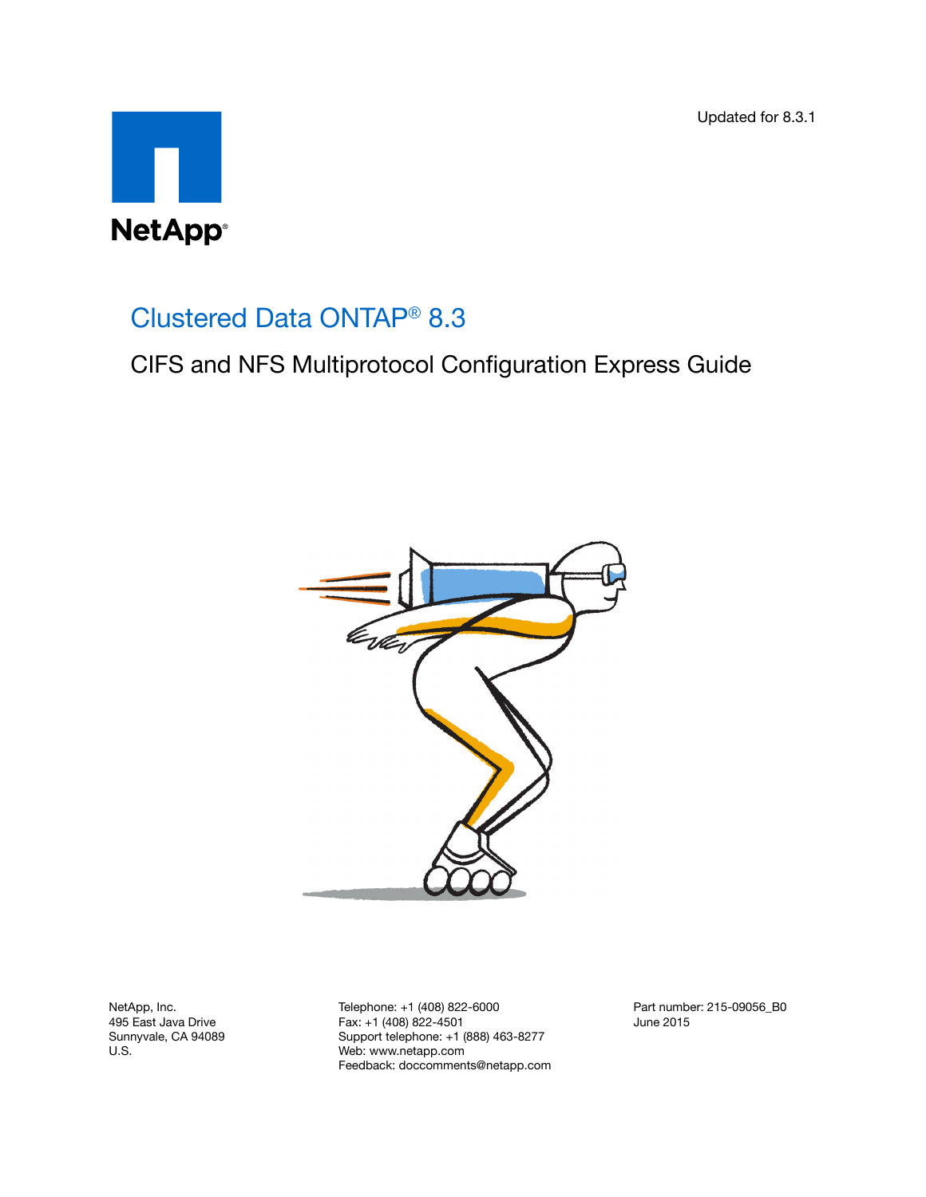Updated for 8.3.1

NetApp®

# Clustered Data ONTAP® 8.3

## CIFS and NFS Multiprotocol Configuration Express Guide

NetApp, Inc.
495 East Java Drive
Sunnyvale, CA 94089
U.S.

Telephone: +1 (408) 822-6000
Fax: +1 (408) 822-4501
Support telephone: +1 (888) 463-8277
Web: www.netapp.com
Feedback: doccomments@netapp.com

Part number: 215-09056_B0
June 2015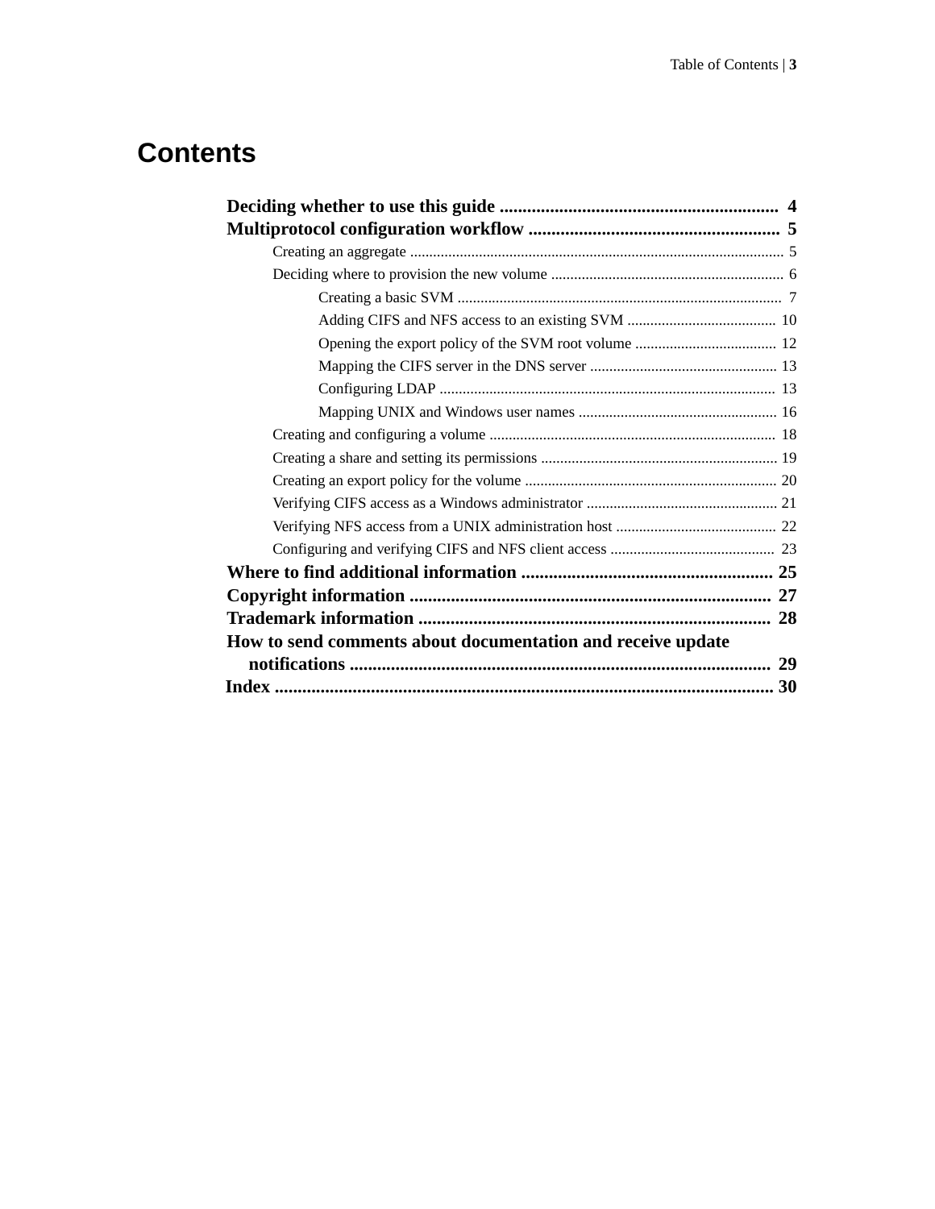# Contents

- **Deciding whether to use this guide** ... 4
- **Multiprotocol configuration workflow** ... 5
    - Creating an aggregate ... 5
    - Deciding where to provision the new volume ... 6
        - Creating a basic SVM ... 7
        - Adding CIFS and NFS access to an existing SVM ... 10
        - Opening the export policy of the SVM root volume ... 12
        - Mapping the CIFS server in the DNS server ... 13
        - Configuring LDAP ... 13
        - Mapping UNIX and Windows user names ... 16
    - Creating and configuring a volume ... 18
    - Creating a share and setting its permissions ... 19
    - Creating an export policy for the volume ... 20
    - Verifying CIFS access as a Windows administrator ... 21
    - Verifying NFS access from a UNIX administration host ... 22
    - Configuring and verifying CIFS and NFS client access ... 23
- **Where to find additional information** ... 25
- **Copyright information** ... 27
- **Trademark information** ... 28
- **How to send comments about documentation and receive update notifications** ... 29
- **Index** ... 30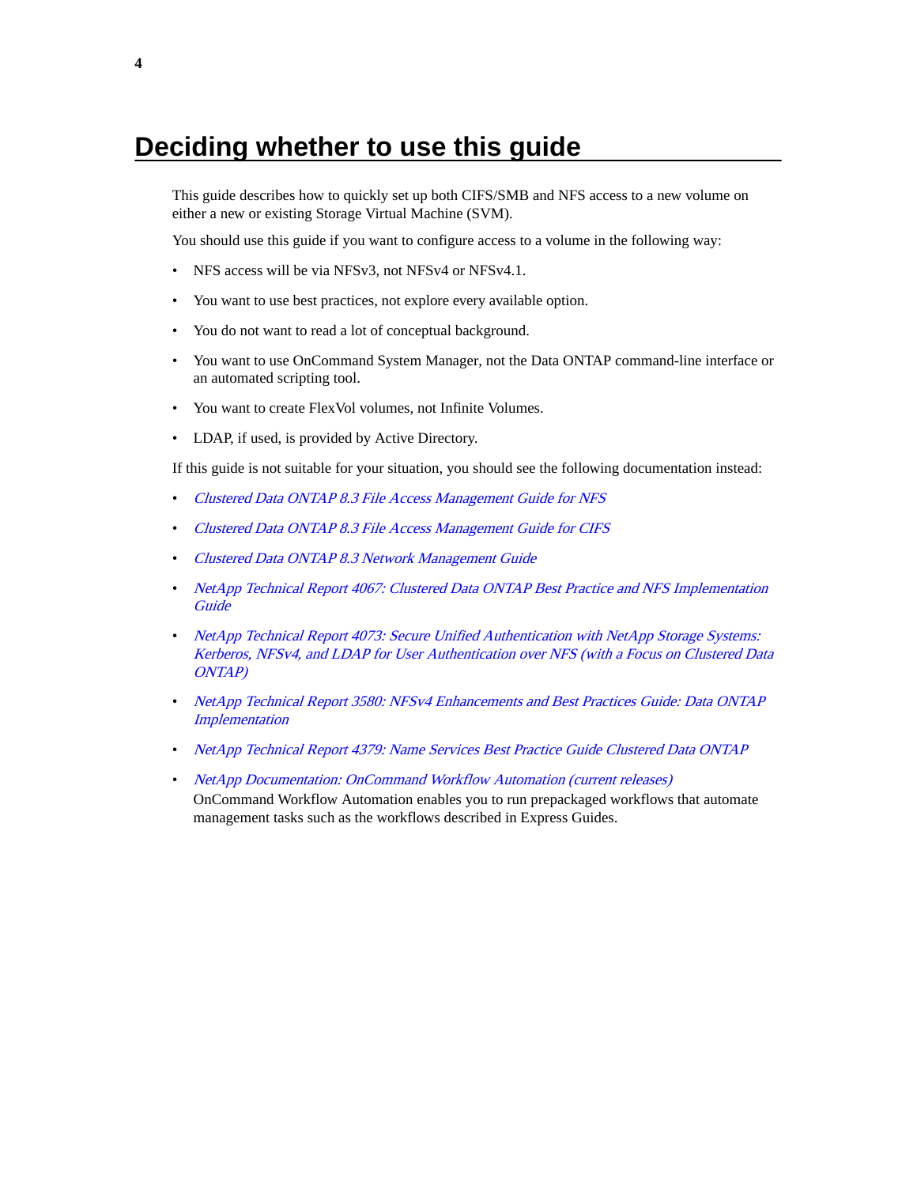# Deciding whether to use this guide

This guide describes how to quickly set up both CIFS/SMB and NFS access to a new volume on either a new or existing Storage Virtual Machine (SVM).

You should use this guide if you want to configure access to a volume in the following way:

- NFS access will be via NFSv3, not NFSv4 or NFSv4.1.
- You want to use best practices, not explore every available option.
- You do not want to read a lot of conceptual background.
- You want to use OnCommand System Manager, not the Data ONTAP command-line interface or an automated scripting tool.
- You want to create FlexVol volumes, not Infinite Volumes.
- LDAP, if used, is provided by Active Directory.

If this guide is not suitable for your situation, you should see the following documentation instead:

- *Clustered Data ONTAP 8.3 File Access Management Guide for NFS*
- *Clustered Data ONTAP 8.3 File Access Management Guide for CIFS*
- *Clustered Data ONTAP 8.3 Network Management Guide*
- *NetApp Technical Report 4067: Clustered Data ONTAP Best Practice and NFS Implementation Guide*
- *NetApp Technical Report 4073: Secure Unified Authentication with NetApp Storage Systems: Kerberos, NFSv4, and LDAP for User Authentication over NFS (with a Focus on Clustered Data ONTAP)*
- *NetApp Technical Report 3580: NFSv4 Enhancements and Best Practices Guide: Data ONTAP Implementation*
- *NetApp Technical Report 4379: Name Services Best Practice Guide Clustered Data ONTAP*
- *NetApp Documentation: OnCommand Workflow Automation (current releases)*
  OnCommand Workflow Automation enables you to run prepackaged workflows that automate management tasks such as the workflows described in Express Guides.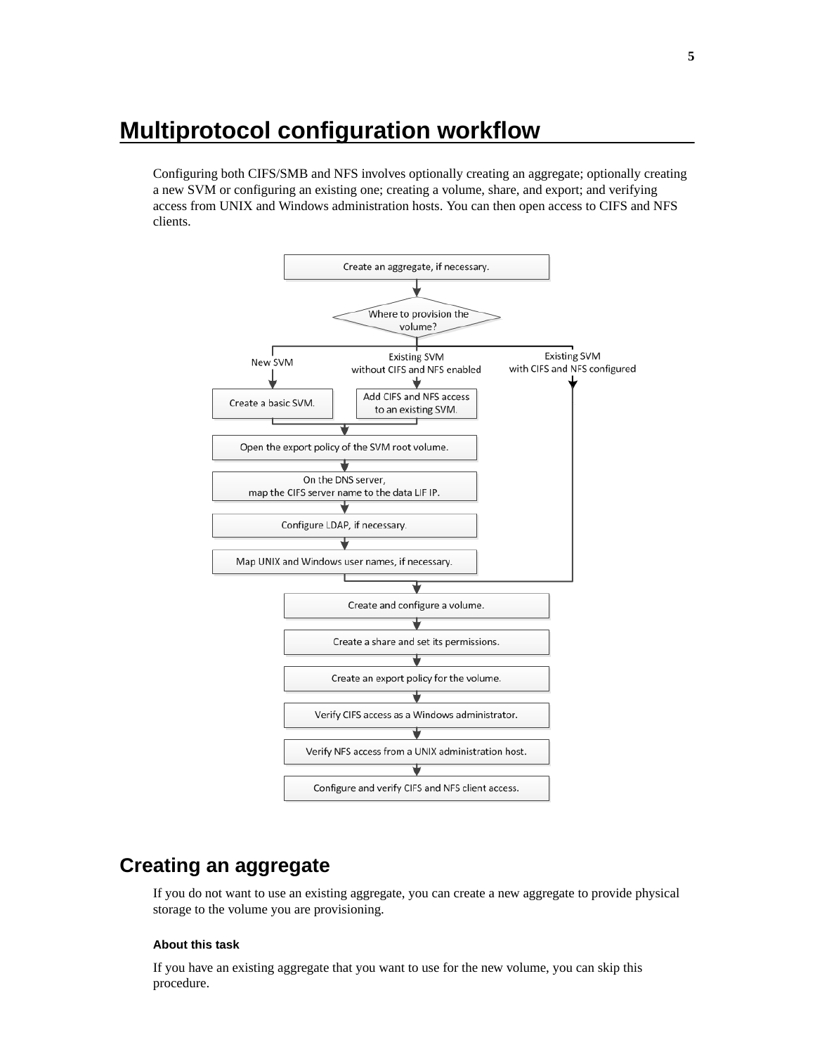# Multiprotocol configuration workflow

Configuring both CIFS/SMB and NFS involves optionally creating an aggregate; optionally creating a new SVM or configuring an existing one; creating a volume, share, and export; and verifying access from UNIX and Windows administration hosts. You can then open access to CIFS and NFS clients.

## Creating an aggregate

If you do not want to use an existing aggregate, you can create a new aggregate to provide physical storage to the volume you are provisioning.

#### About this task

If you have an existing aggregate that you want to use for the new volume, you can skip this procedure.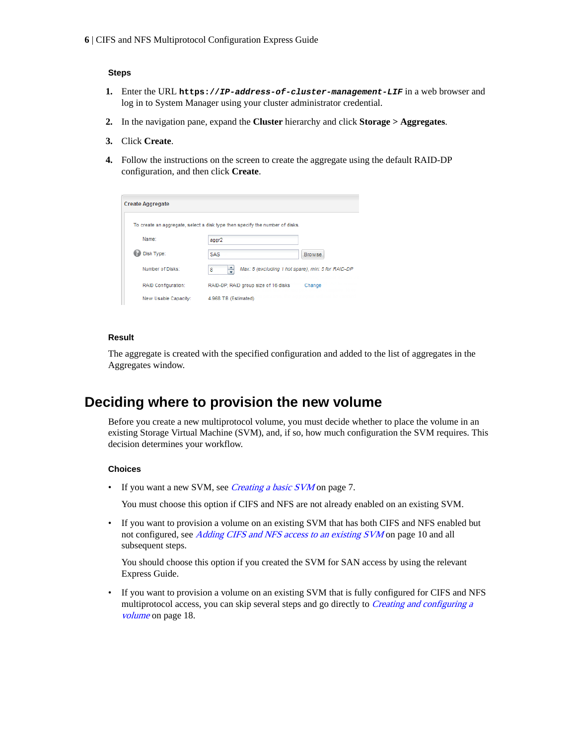**Steps**

1. Enter the URL `https://IP-address-of-cluster-management-LIF` in a web browser and log in to System Manager using your cluster administrator credential.

2. In the navigation pane, expand the **Cluster** hierarchy and click **Storage > Aggregates**.

3. Click **Create**.

4. Follow the instructions on the screen to create the aggregate using the default RAID-DP configuration, and then click **Create**.

Create Aggregate

To create an aggregate, select a disk type then specify the number of disks.

Name: aggr2

Disk Type: SAS Browse

Number of Disks: 8 Max: 8 (excluding 1 hot spare), min: 5 for RAID-DP

RAID Configuration: RAID-DP; RAID group size of 16 disks Change

New Usable Capacity: 4.968 TB (Estimated)

**Result**

The aggregate is created with the specified configuration and added to the list of aggregates in the Aggregates window.

# Deciding where to provision the new volume

Before you create a new multiprotocol volume, you must decide whether to place the volume in an existing Storage Virtual Machine (SVM), and, if so, how much configuration the SVM requires. This decision determines your workflow.

**Choices**

- If you want a new SVM, see *Creating a basic SVM* on page 7.

  You must choose this option if CIFS and NFS are not already enabled on an existing SVM.

- If you want to provision a volume on an existing SVM that has both CIFS and NFS enabled but not configured, see *Adding CIFS and NFS access to an existing SVM* on page 10 and all subsequent steps.

  You should choose this option if you created the SVM for SAN access by using the relevant Express Guide.

- If you want to provision a volume on an existing SVM that is fully configured for CIFS and NFS multiprotocol access, you can skip several steps and go directly to *Creating and configuring a volume* on page 18.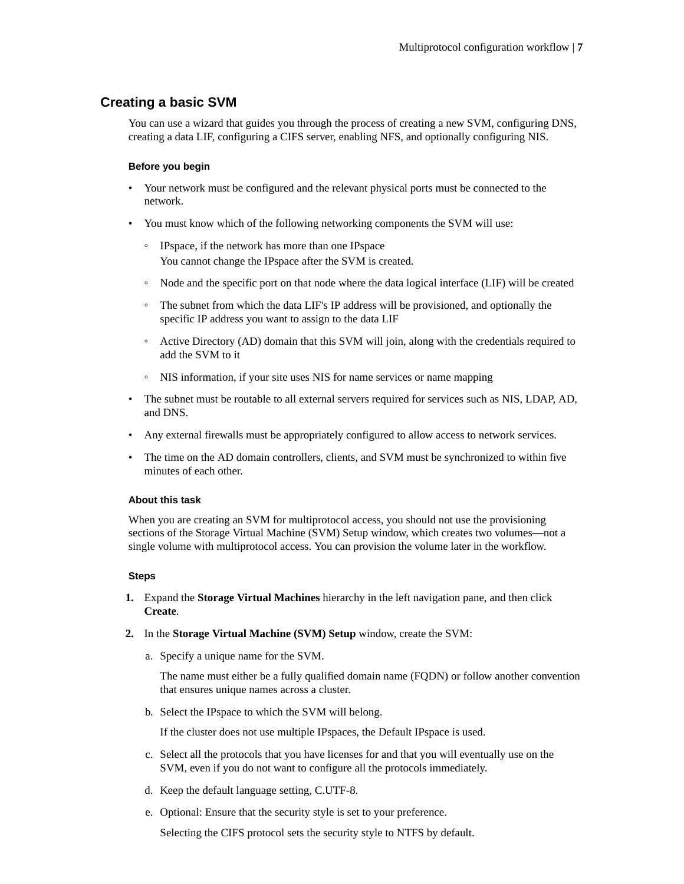## Creating a basic SVM

You can use a wizard that guides you through the process of creating a new SVM, configuring DNS, creating a data LIF, configuring a CIFS server, enabling NFS, and optionally configuring NIS.

#### Before you begin

- Your network must be configured and the relevant physical ports must be connected to the network.
- You must know which of the following networking components the SVM will use:
  - IPspace, if the network has more than one IPspace
    You cannot change the IPspace after the SVM is created.
  - Node and the specific port on that node where the data logical interface (LIF) will be created
  - The subnet from which the data LIF's IP address will be provisioned, and optionally the specific IP address you want to assign to the data LIF
  - Active Directory (AD) domain that this SVM will join, along with the credentials required to add the SVM to it
  - NIS information, if your site uses NIS for name services or name mapping
- The subnet must be routable to all external servers required for services such as NIS, LDAP, AD, and DNS.
- Any external firewalls must be appropriately configured to allow access to network services.
- The time on the AD domain controllers, clients, and SVM must be synchronized to within five minutes of each other.

#### About this task

When you are creating an SVM for multiprotocol access, you should not use the provisioning sections of the Storage Virtual Machine (SVM) Setup window, which creates two volumes—not a single volume with multiprotocol access. You can provision the volume later in the workflow.

#### Steps

1. Expand the **Storage Virtual Machines** hierarchy in the left navigation pane, and then click **Create**.
2. In the **Storage Virtual Machine (SVM) Setup** window, create the SVM:
   a. Specify a unique name for the SVM.

      The name must either be a fully qualified domain name (FQDN) or follow another convention that ensures unique names across a cluster.

   b. Select the IPspace to which the SVM will belong.

      If the cluster does not use multiple IPspaces, the Default IPspace is used.

   c. Select all the protocols that you have licenses for and that you will eventually use on the SVM, even if you do not want to configure all the protocols immediately.

   d. Keep the default language setting, C.UTF-8.

   e. Optional: Ensure that the security style is set to your preference.

      Selecting the CIFS protocol sets the security style to NTFS by default.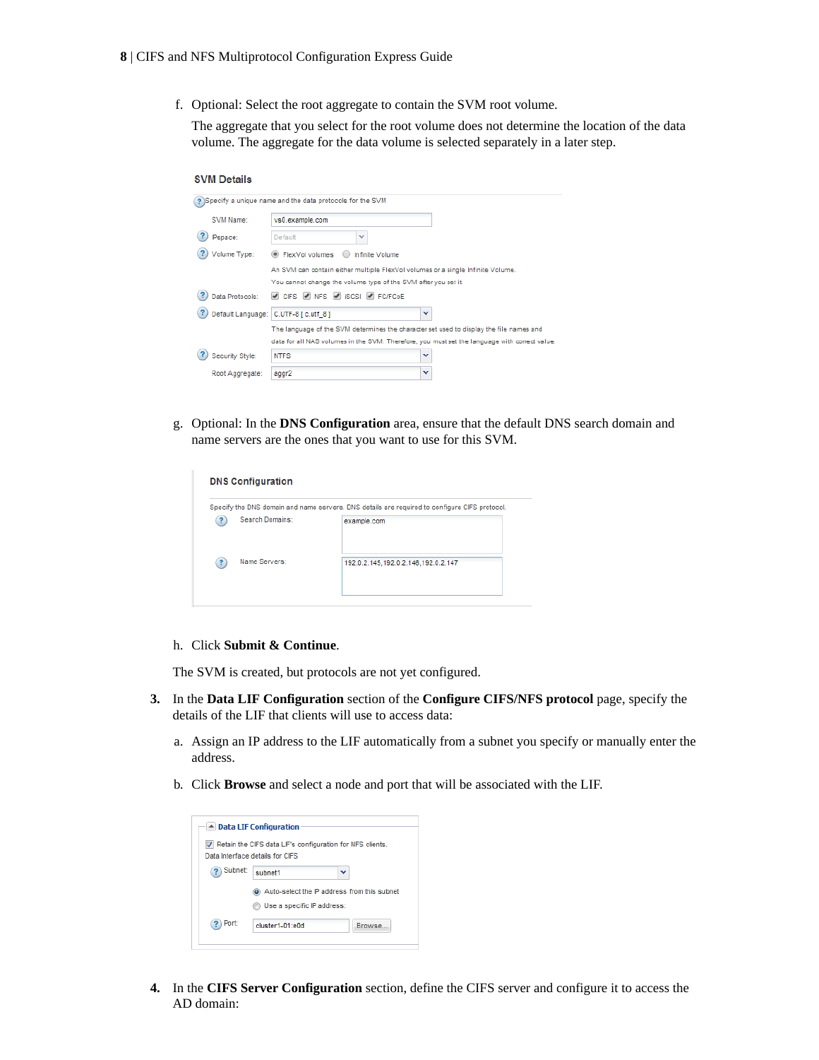f. Optional: Select the root aggregate to contain the SVM root volume.

   The aggregate that you select for the root volume does not determine the location of the data volume. The aggregate for the data volume is selected separately in a later step.

g. Optional: In the **DNS Configuration** area, ensure that the default DNS search domain and name servers are the ones that you want to use for this SVM.

h. Click **Submit & Continue**.

The SVM is created, but protocols are not yet configured.

3. In the **Data LIF Configuration** section of the **Configure CIFS/NFS protocol** page, specify the details of the LIF that clients will use to access data:

   a. Assign an IP address to the LIF automatically from a subnet you specify or manually enter the address.

   b. Click **Browse** and select a node and port that will be associated with the LIF.

4. In the **CIFS Server Configuration** section, define the CIFS server and configure it to access the AD domain: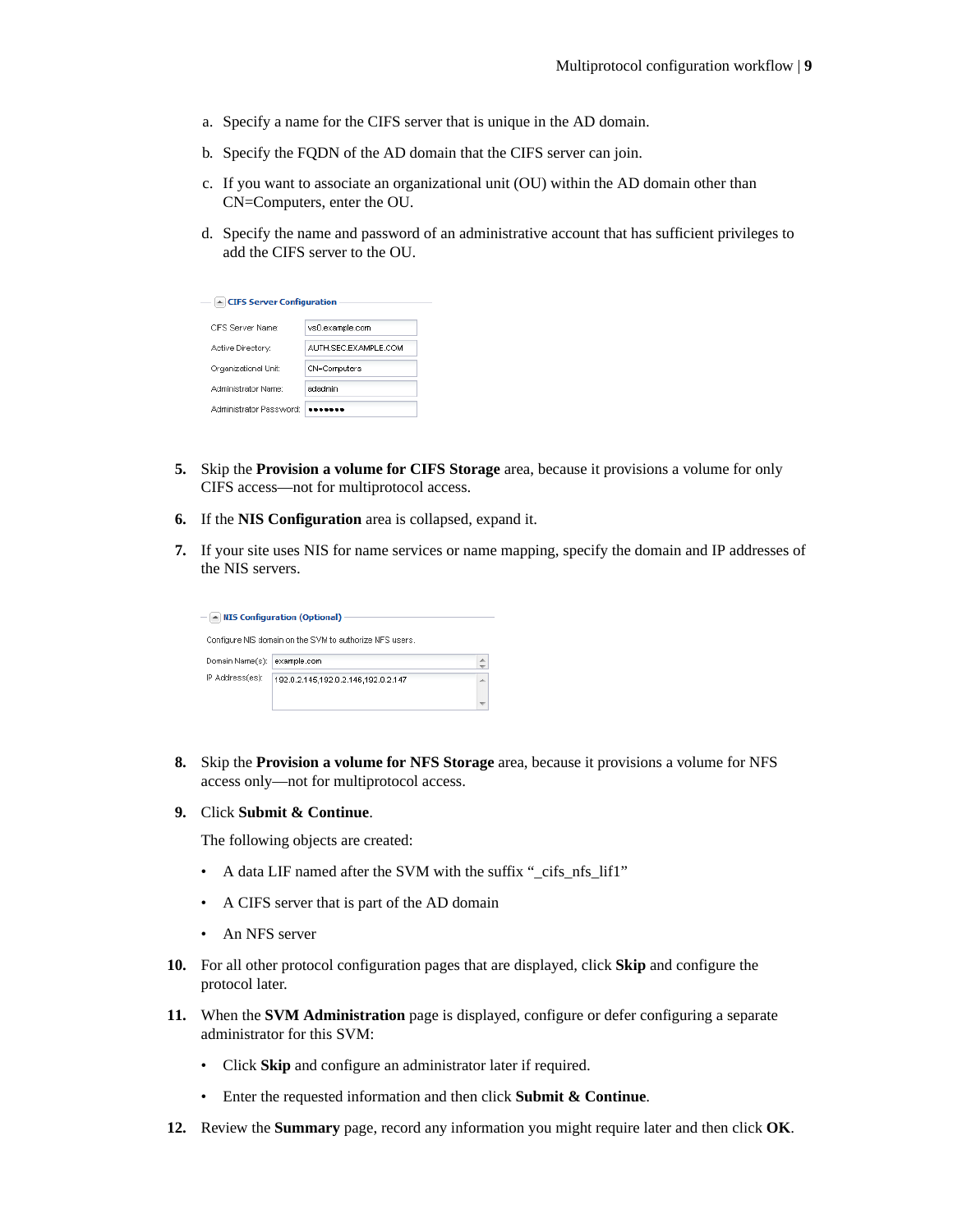a. Specify a name for the CIFS server that is unique in the AD domain.

b. Specify the FQDN of the AD domain that the CIFS server can join.

c. If you want to associate an organizational unit (OU) within the AD domain other than CN=Computers, enter the OU.

d. Specify the name and password of an administrative account that has sufficient privileges to add the CIFS server to the OU.

**CIFS Server Configuration**

| | |
|---|---|
| CIFS Server Name: | vs0.example.com |
| Active Directory: | AUTH.SEC.EXAMPLE.COM |
| Organizational Unit: | CN=Computers |
| Administrator Name: | adadmin |
| Administrator Password: | ••••••• |

5. Skip the **Provision a volume for CIFS Storage** area, because it provisions a volume for only CIFS access—not for multiprotocol access.

6. If the **NIS Configuration** area is collapsed, expand it.

7. If your site uses NIS for name services or name mapping, specify the domain and IP addresses of the NIS servers.

**NIS Configuration (Optional)**

Configure NIS domain on the SVM to authorize NFS users.

| | |
|---|---|
| Domain Name(s): | example.com |
| IP Address(es): | 192.0.2.145,192.0.2.146,192.0.2.147 |

8. Skip the **Provision a volume for NFS Storage** area, because it provisions a volume for NFS access only—not for multiprotocol access.

9. Click **Submit & Continue**.

   The following objects are created:

   - A data LIF named after the SVM with the suffix "_cifs_nfs_lif1"
   - A CIFS server that is part of the AD domain
   - An NFS server

10. For all other protocol configuration pages that are displayed, click **Skip** and configure the protocol later.

11. When the **SVM Administration** page is displayed, configure or defer configuring a separate administrator for this SVM:

    - Click **Skip** and configure an administrator later if required.
    - Enter the requested information and then click **Submit & Continue**.

12. Review the **Summary** page, record any information you might require later and then click **OK**.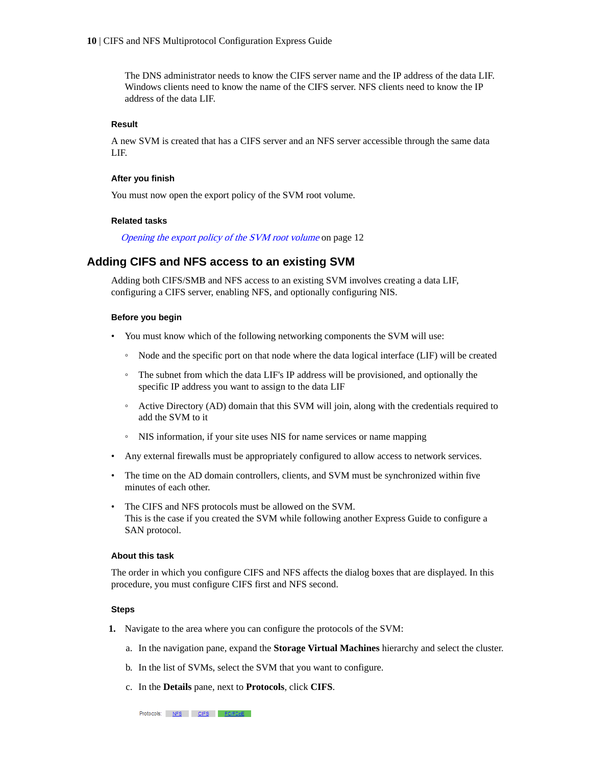The DNS administrator needs to know the CIFS server name and the IP address of the data LIF. Windows clients need to know the name of the CIFS server. NFS clients need to know the IP address of the data LIF.

#### Result

A new SVM is created that has a CIFS server and an NFS server accessible through the same data LIF.

#### After you finish

You must now open the export policy of the SVM root volume.

#### Related tasks

*Opening the export policy of the SVM root volume* on page 12

## Adding CIFS and NFS access to an existing SVM

Adding both CIFS/SMB and NFS access to an existing SVM involves creating a data LIF, configuring a CIFS server, enabling NFS, and optionally configuring NIS.

#### Before you begin

- You must know which of the following networking components the SVM will use:
  - Node and the specific port on that node where the data logical interface (LIF) will be created
  - The subnet from which the data LIF's IP address will be provisioned, and optionally the specific IP address you want to assign to the data LIF
  - Active Directory (AD) domain that this SVM will join, along with the credentials required to add the SVM to it
  - NIS information, if your site uses NIS for name services or name mapping
- Any external firewalls must be appropriately configured to allow access to network services.
- The time on the AD domain controllers, clients, and SVM must be synchronized within five minutes of each other.
- The CIFS and NFS protocols must be allowed on the SVM.
  This is the case if you created the SVM while following another Express Guide to configure a SAN protocol.

#### About this task

The order in which you configure CIFS and NFS affects the dialog boxes that are displayed. In this procedure, you must configure CIFS first and NFS second.

#### Steps

1. Navigate to the area where you can configure the protocols of the SVM:
   a. In the navigation pane, expand the **Storage Virtual Machines** hierarchy and select the cluster.
   b. In the list of SVMs, select the SVM that you want to configure.
   c. In the **Details** pane, next to **Protocols**, click **CIFS**.

   Protocols: NFS CIFS FC/FCoE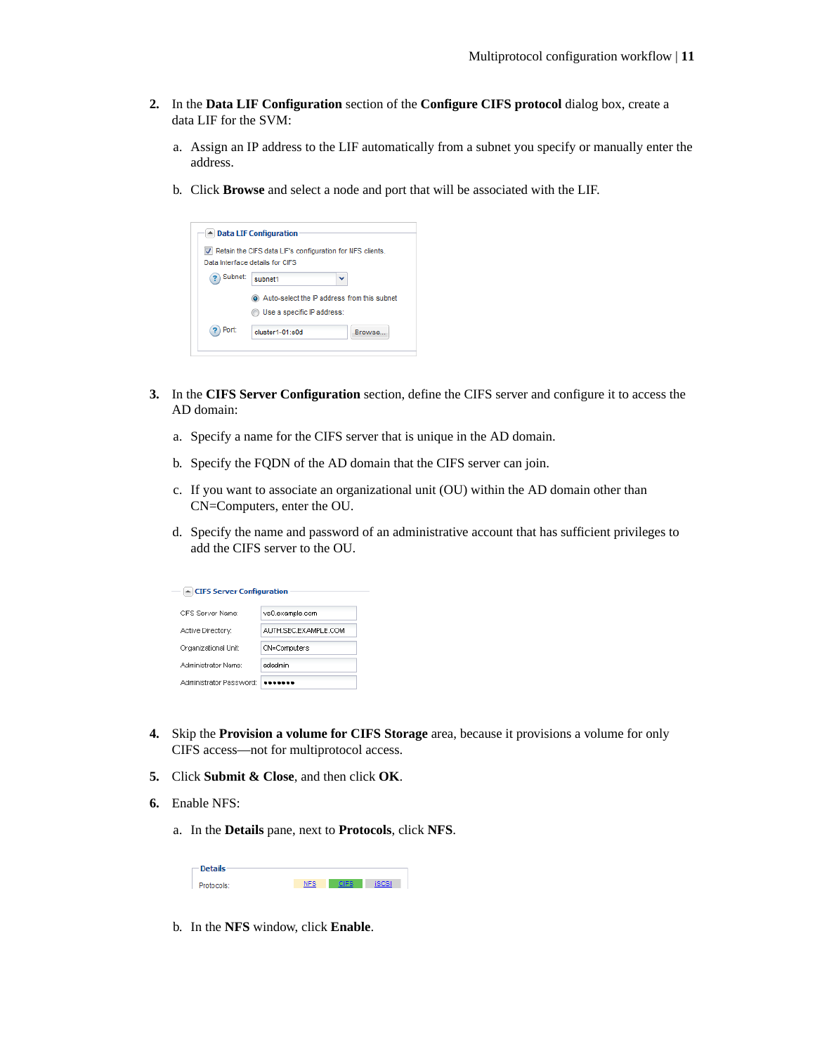2. In the **Data LIF Configuration** section of the **Configure CIFS protocol** dialog box, create a data LIF for the SVM:

    a. Assign an IP address to the LIF automatically from a subnet you specify or manually enter the address.

    b. Click **Browse** and select a node and port that will be associated with the LIF.

3. In the **CIFS Server Configuration** section, define the CIFS server and configure it to access the AD domain:

    a. Specify a name for the CIFS server that is unique in the AD domain.

    b. Specify the FQDN of the AD domain that the CIFS server can join.

    c. If you want to associate an organizational unit (OU) within the AD domain other than CN=Computers, enter the OU.

    d. Specify the name and password of an administrative account that has sufficient privileges to add the CIFS server to the OU.

4. Skip the **Provision a volume for CIFS Storage** area, because it provisions a volume for only CIFS access—not for multiprotocol access.

5. Click **Submit & Close**, and then click **OK**.

6. Enable NFS:

    a. In the **Details** pane, next to **Protocols**, click **NFS**.

    b. In the **NFS** window, click **Enable**.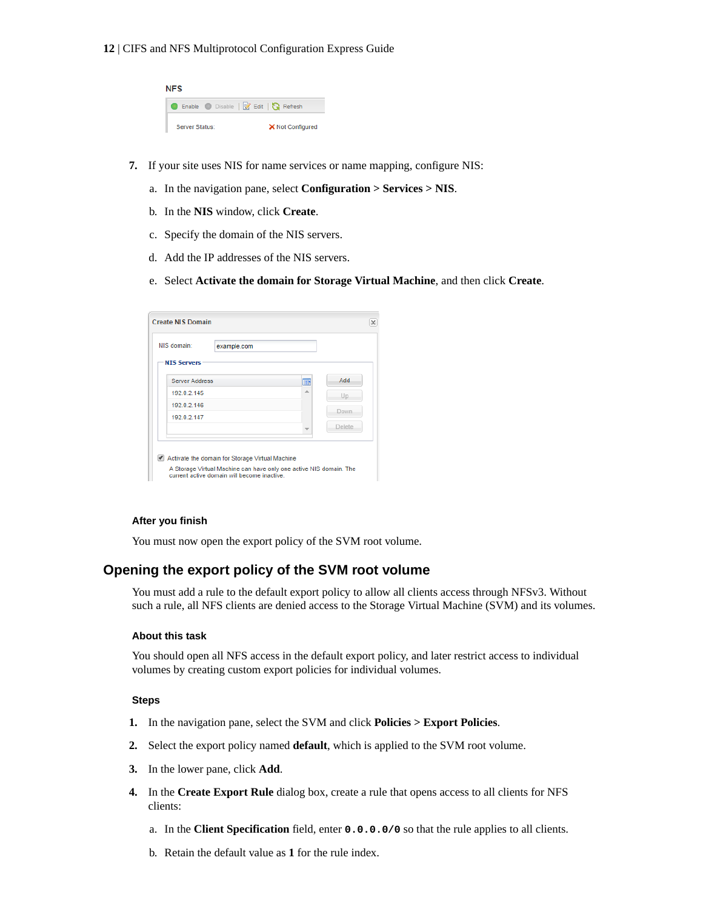7. If your site uses NIS for name services or name mapping, configure NIS:

   a. In the navigation pane, select **Configuration** > **Services** > **NIS**.

   b. In the **NIS** window, click **Create**.

   c. Specify the domain of the NIS servers.

   d. Add the IP addresses of the NIS servers.

   e. Select **Activate the domain for Storage Virtual Machine**, and then click **Create**.

### After you finish

You must now open the export policy of the SVM root volume.

## Opening the export policy of the SVM root volume

You must add a rule to the default export policy to allow all clients access through NFSv3. Without such a rule, all NFS clients are denied access to the Storage Virtual Machine (SVM) and its volumes.

### About this task

You should open all NFS access in the default export policy, and later restrict access to individual volumes by creating custom export policies for individual volumes.

### Steps

1. In the navigation pane, select the SVM and click **Policies** > **Export Policies**.
2. Select the export policy named **default**, which is applied to the SVM root volume.
3. In the lower pane, click **Add**.
4. In the **Create Export Rule** dialog box, create a rule that opens access to all clients for NFS clients:

   a. In the **Client Specification** field, enter `0.0.0.0/0` so that the rule applies to all clients.

   b. Retain the default value as **1** for the rule index.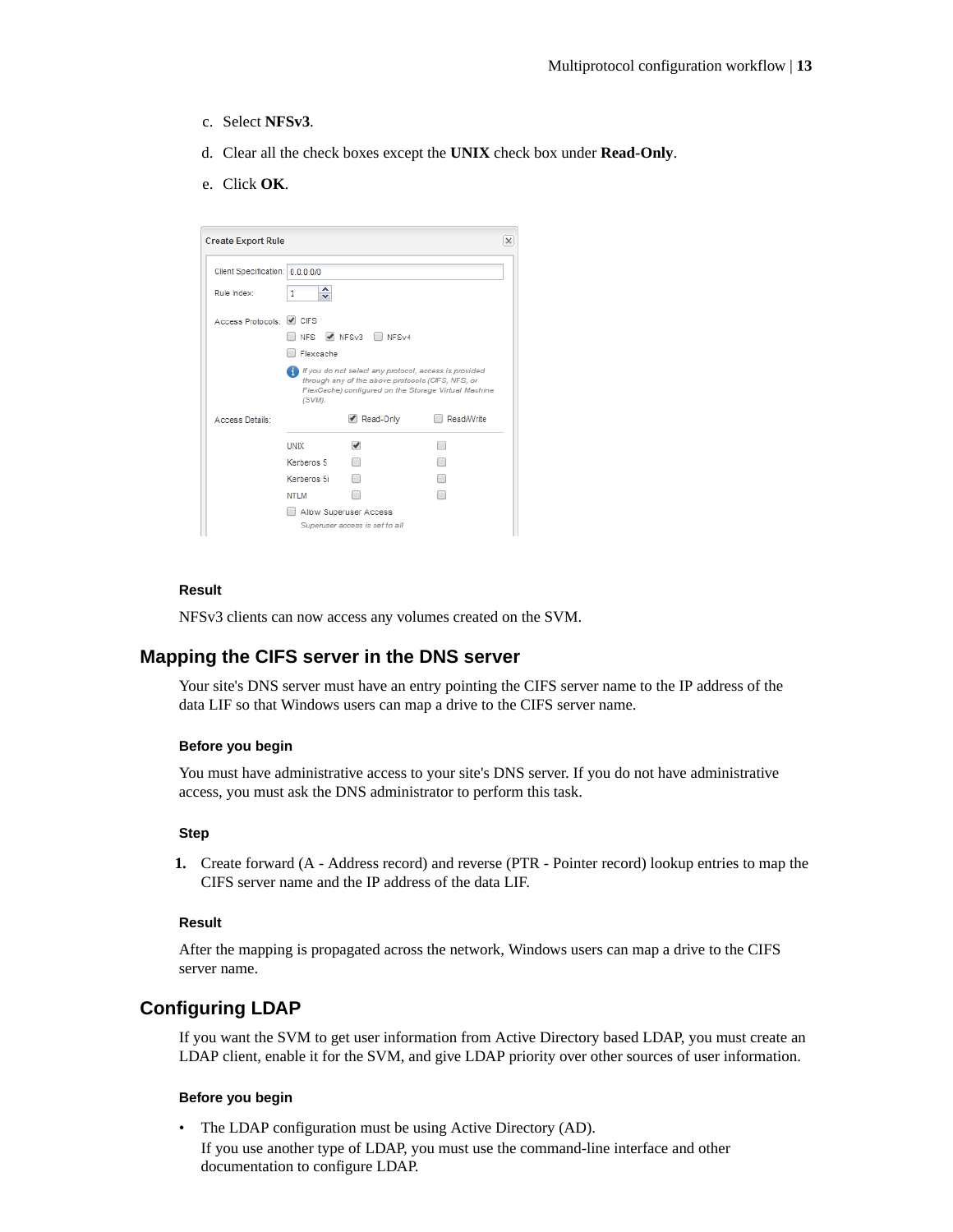c. Select **NFSv3**.

d. Clear all the check boxes except the **UNIX** check box under **Read-Only**.

e. Click **OK**.

#### Result

NFSv3 clients can now access any volumes created on the SVM.

## Mapping the CIFS server in the DNS server

Your site's DNS server must have an entry pointing the CIFS server name to the IP address of the data LIF so that Windows users can map a drive to the CIFS server name.

#### Before you begin

You must have administrative access to your site's DNS server. If you do not have administrative access, you must ask the DNS administrator to perform this task.

#### Step

1. Create forward (A - Address record) and reverse (PTR - Pointer record) lookup entries to map the CIFS server name and the IP address of the data LIF.

#### Result

After the mapping is propagated across the network, Windows users can map a drive to the CIFS server name.

## Configuring LDAP

If you want the SVM to get user information from Active Directory based LDAP, you must create an LDAP client, enable it for the SVM, and give LDAP priority over other sources of user information.

#### Before you begin

- The LDAP configuration must be using Active Directory (AD).
  If you use another type of LDAP, you must use the command-line interface and other documentation to configure LDAP.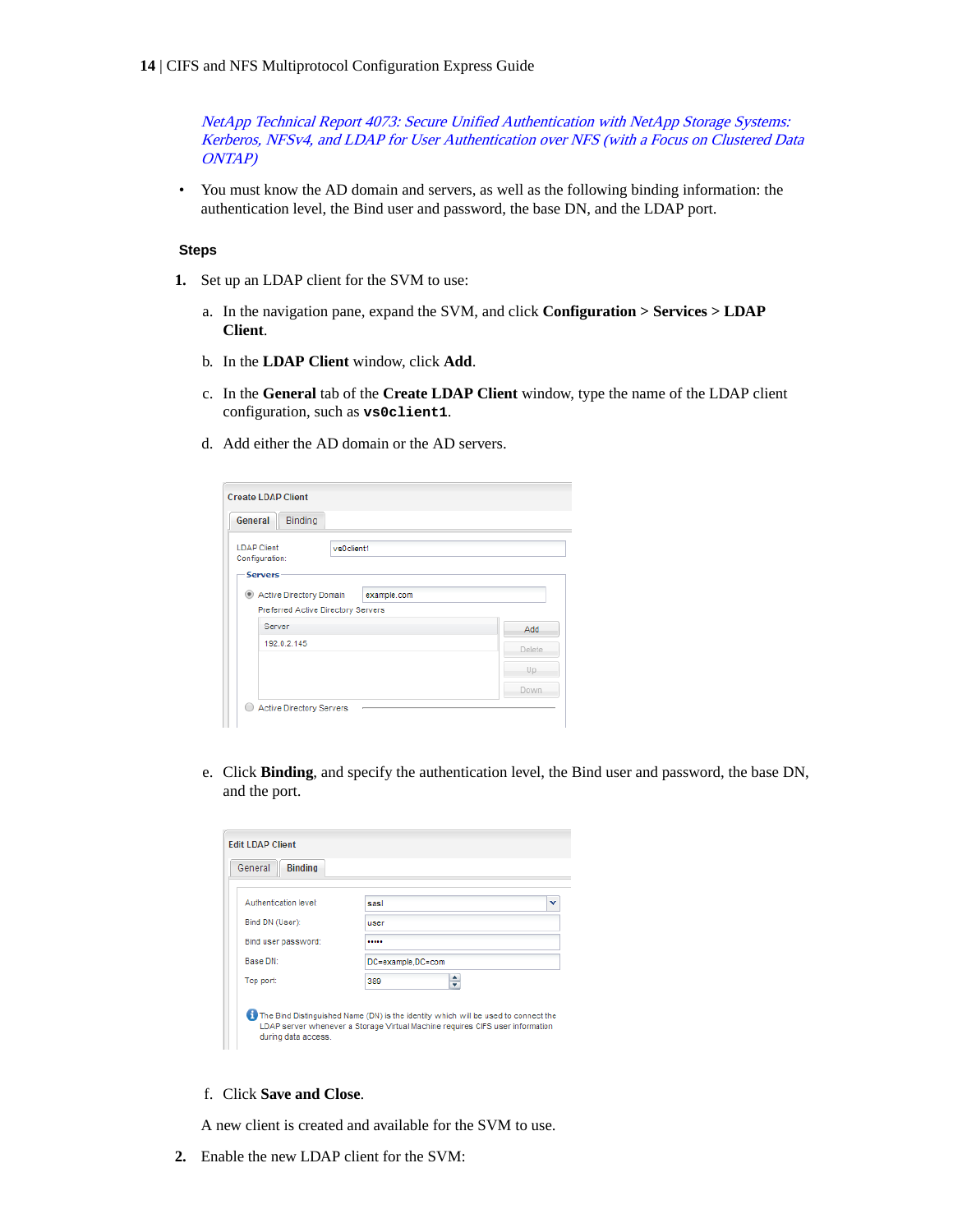*NetApp Technical Report 4073: Secure Unified Authentication with NetApp Storage Systems: Kerberos, NFSv4, and LDAP for User Authentication over NFS (with a Focus on Clustered Data ONTAP)*

- You must know the AD domain and servers, as well as the following binding information: the authentication level, the Bind user and password, the base DN, and the LDAP port.

### Steps

1. Set up an LDAP client for the SVM to use:

   a. In the navigation pane, expand the SVM, and click **Configuration > Services > LDAP Client**.

   b. In the **LDAP Client** window, click **Add**.

   c. In the **General** tab of the **Create LDAP Client** window, type the name of the LDAP client configuration, such as **`vs0client1`**.

   d. Add either the AD domain or the AD servers.

   e. Click **Binding**, and specify the authentication level, the Bind user and password, the base DN, and the port.

   f. Click **Save and Close**.

   A new client is created and available for the SVM to use.

2. Enable the new LDAP client for the SVM: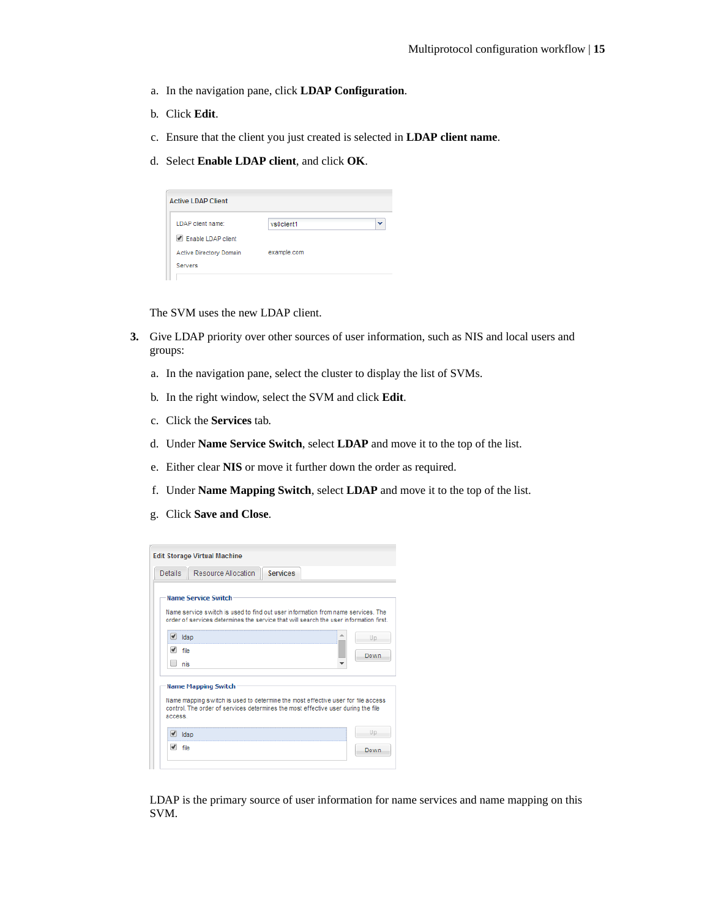a. In the navigation pane, click **LDAP Configuration**.

b. Click **Edit**.

c. Ensure that the client you just created is selected in **LDAP client name**.

d. Select **Enable LDAP client**, and click **OK**.

The SVM uses the new LDAP client.

3. Give LDAP priority over other sources of user information, such as NIS and local users and groups:

a. In the navigation pane, select the cluster to display the list of SVMs.

b. In the right window, select the SVM and click **Edit**.

c. Click the **Services** tab.

d. Under **Name Service Switch**, select **LDAP** and move it to the top of the list.

e. Either clear **NIS** or move it further down the order as required.

f. Under **Name Mapping Switch**, select **LDAP** and move it to the top of the list.

g. Click **Save and Close**.

LDAP is the primary source of user information for name services and name mapping on this SVM.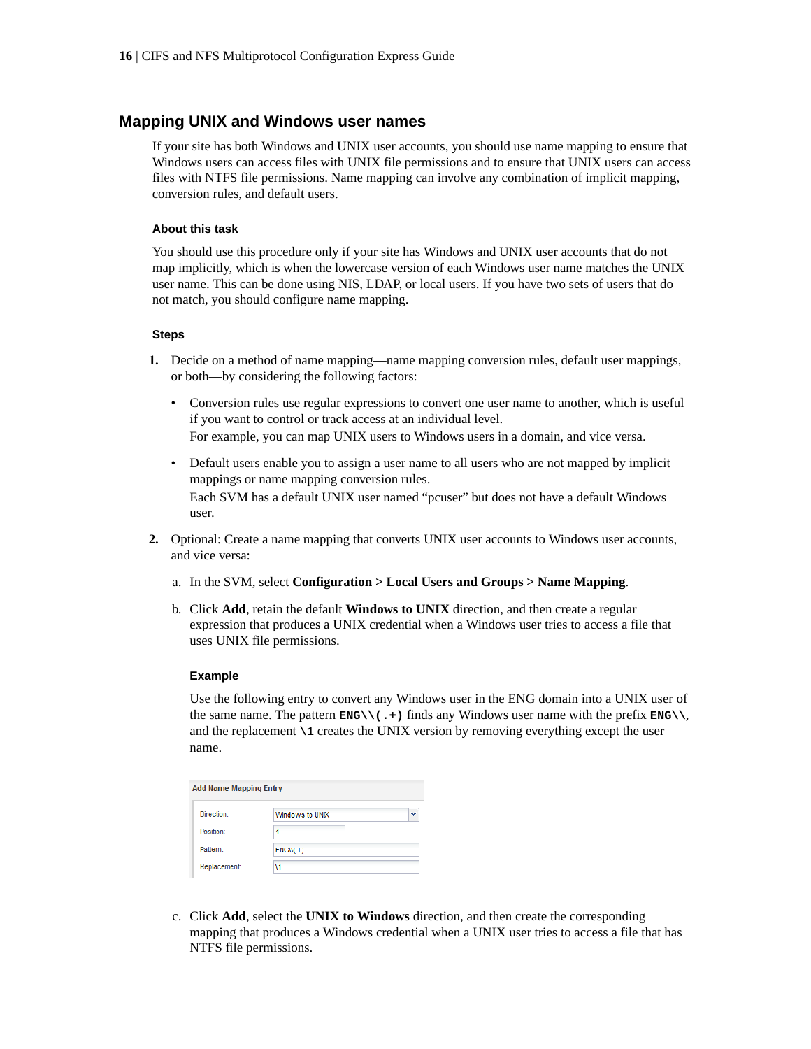## Mapping UNIX and Windows user names

If your site has both Windows and UNIX user accounts, you should use name mapping to ensure that Windows users can access files with UNIX file permissions and to ensure that UNIX users can access files with NTFS file permissions. Name mapping can involve any combination of implicit mapping, conversion rules, and default users.

### About this task

You should use this procedure only if your site has Windows and UNIX user accounts that do not map implicitly, which is when the lowercase version of each Windows user name matches the UNIX user name. This can be done using NIS, LDAP, or local users. If you have two sets of users that do not match, you should configure name mapping.

### Steps

1. Decide on a method of name mapping—name mapping conversion rules, default user mappings, or both—by considering the following factors:

   - Conversion rules use regular expressions to convert one user name to another, which is useful if you want to control or track access at an individual level.
     For example, you can map UNIX users to Windows users in a domain, and vice versa.
   - Default users enable you to assign a user name to all users who are not mapped by implicit mappings or name mapping conversion rules.
     Each SVM has a default UNIX user named “pcuser” but does not have a default Windows user.

2. Optional: Create a name mapping that converts UNIX user accounts to Windows user accounts, and vice versa:

   a. In the SVM, select **Configuration > Local Users and Groups > Name Mapping**.

   b. Click **Add**, retain the default **Windows to UNIX** direction, and then create a regular expression that produces a UNIX credential when a Windows user tries to access a file that uses UNIX file permissions.

   #### Example

   Use the following entry to convert any Windows user in the ENG domain into a UNIX user of the same name. The pattern `ENG\\(.+)` finds any Windows user name with the prefix `ENG\\`, and the replacement `\1` creates the UNIX version by removing everything except the user name.

   **Add Name Mapping Entry**

   | | |
   |---|---|
   | Direction: | Windows to UNIX |
   | Position: | 1 |
   | Pattern: | ENG\\(.+) |
   | Replacement: | \1 |

   c. Click **Add**, select the **UNIX to Windows** direction, and then create the corresponding mapping that produces a Windows credential when a UNIX user tries to access a file that has NTFS file permissions.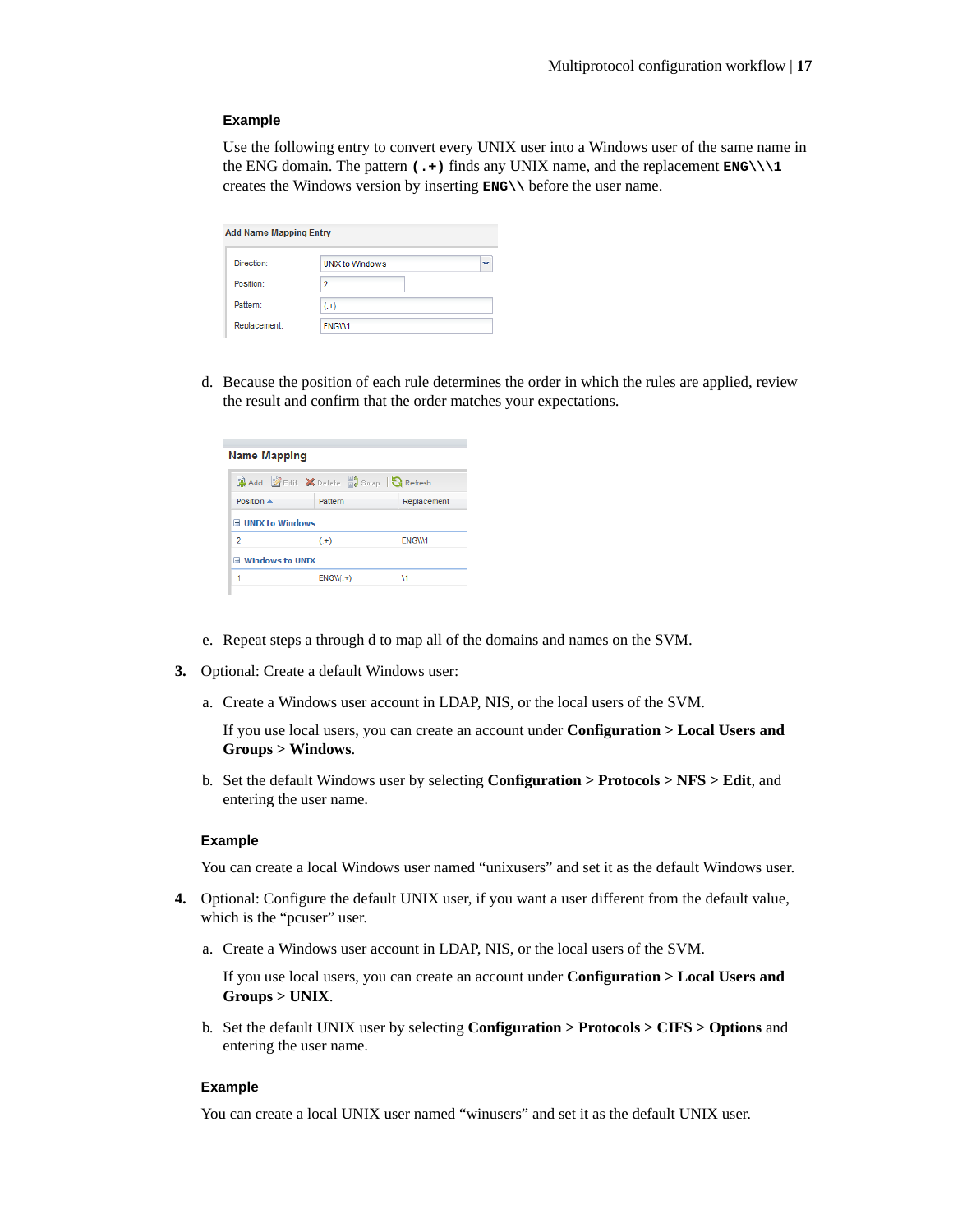#### Example

Use the following entry to convert every UNIX user into a Windows user of the same name in the ENG domain. The pattern `(.+)` finds any UNIX name, and the replacement `ENG\\\1` creates the Windows version by inserting `ENG\\` before the user name.

**Add Name Mapping Entry**

| | |
|---|---|
| Direction: | UNIX to Windows |
| Position: | 2 |
| Pattern: | (.+) |
| Replacement: | ENG\\\1 |

d. Because the position of each rule determines the order in which the rules are applied, review the result and confirm that the order matches your expectations.

**Name Mapping**

Add | Edit | Delete | Group | Refresh

| Position | Pattern | Replacement |
|---|---|---|
| **UNIX to Windows** | | |
| 2 | (.+) | ENG\\\1 |
| **Windows to UNIX** | | |
| 1 | ENG\\(.+) | \1 |

e. Repeat steps a through d to map all of the domains and names on the SVM.

3. Optional: Create a default Windows user:

   a. Create a Windows user account in LDAP, NIS, or the local users of the SVM.

      If you use local users, you can create an account under **Configuration** > **Local Users and Groups** > **Windows**.

   b. Set the default Windows user by selecting **Configuration** > **Protocols** > **NFS** > **Edit**, and entering the user name.

#### Example

You can create a local Windows user named “unixusers” and set it as the default Windows user.

4. Optional: Configure the default UNIX user, if you want a user different from the default value, which is the “pcuser” user.

   a. Create a Windows user account in LDAP, NIS, or the local users of the SVM.

      If you use local users, you can create an account under **Configuration** > **Local Users and Groups** > **UNIX**.

   b. Set the default UNIX user by selecting **Configuration** > **Protocols** > **CIFS** > **Options** and entering the user name.

#### Example

You can create a local UNIX user named “winusers” and set it as the default UNIX user.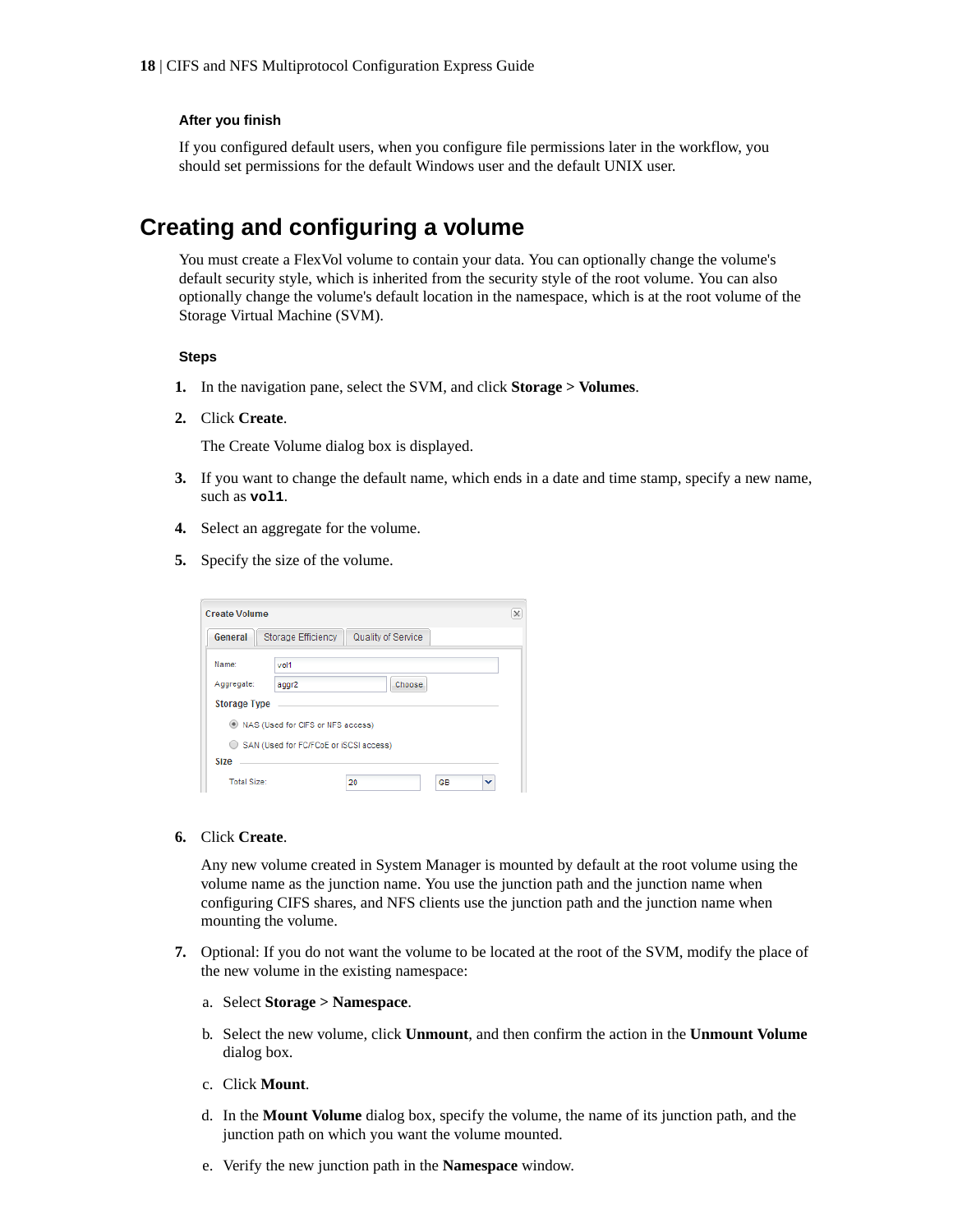#### After you finish

If you configured default users, when you configure file permissions later in the workflow, you should set permissions for the default Windows user and the default UNIX user.

## Creating and configuring a volume

You must create a FlexVol volume to contain your data. You can optionally change the volume's default security style, which is inherited from the security style of the root volume. You can also optionally change the volume's default location in the namespace, which is at the root volume of the Storage Virtual Machine (SVM).

#### Steps

1. In the navigation pane, select the SVM, and click **Storage > Volumes**.
2. Click **Create**.

   The Create Volume dialog box is displayed.
3. If you want to change the default name, which ends in a date and time stamp, specify a new name, such as **`vol1`**.
4. Select an aggregate for the volume.
5. Specify the size of the volume.
6. Click **Create**.

   Any new volume created in System Manager is mounted by default at the root volume using the volume name as the junction name. You use the junction path and the junction name when configuring CIFS shares, and NFS clients use the junction path and the junction name when mounting the volume.
7. Optional: If you do not want the volume to be located at the root of the SVM, modify the place of the new volume in the existing namespace:
   a. Select **Storage > Namespace**.
   b. Select the new volume, click **Unmount**, and then confirm the action in the **Unmount Volume** dialog box.
   c. Click **Mount**.
   d. In the **Mount Volume** dialog box, specify the volume, the name of its junction path, and the junction path on which you want the volume mounted.
   e. Verify the new junction path in the **Namespace** window.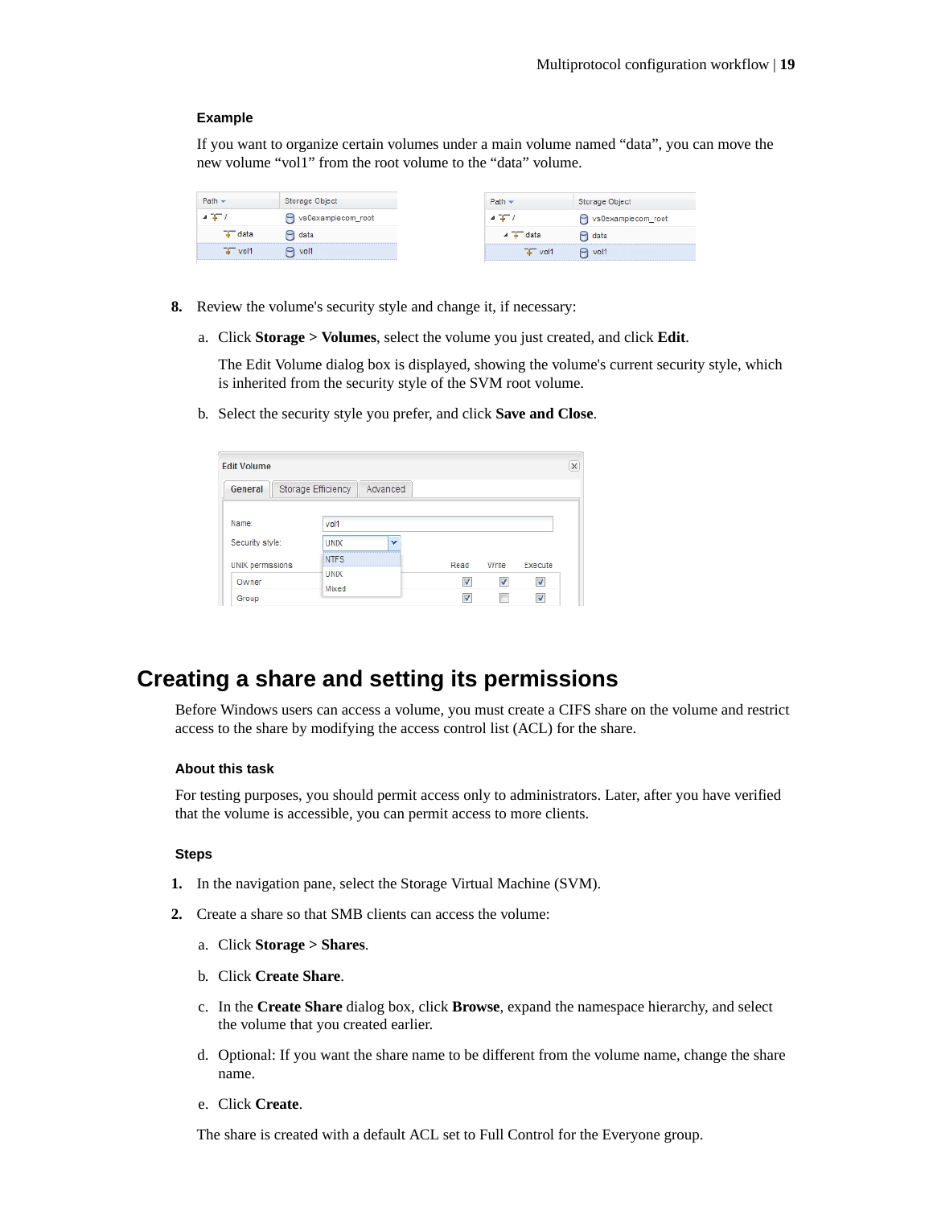**Example**

If you want to organize certain volumes under a main volume named “data”, you can move the new volume “vol1” from the root volume to the “data” volume.

8. Review the volume's security style and change it, if necessary:

   a. Click **Storage > Volumes**, select the volume you just created, and click **Edit**.

      The Edit Volume dialog box is displayed, showing the volume's current security style, which is inherited from the security style of the SVM root volume.

   b. Select the security style you prefer, and click **Save and Close**.

## Creating a share and setting its permissions

Before Windows users can access a volume, you must create a CIFS share on the volume and restrict access to the share by modifying the access control list (ACL) for the share.

### About this task

For testing purposes, you should permit access only to administrators. Later, after you have verified that the volume is accessible, you can permit access to more clients.

### Steps

1. In the navigation pane, select the Storage Virtual Machine (SVM).
2. Create a share so that SMB clients can access the volume:

   a. Click **Storage > Shares**.

   b. Click **Create Share**.

   c. In the **Create Share** dialog box, click **Browse**, expand the namespace hierarchy, and select the volume that you created earlier.

   d. Optional: If you want the share name to be different from the volume name, change the share name.

   e. Click **Create**.

   The share is created with a default ACL set to Full Control for the Everyone group.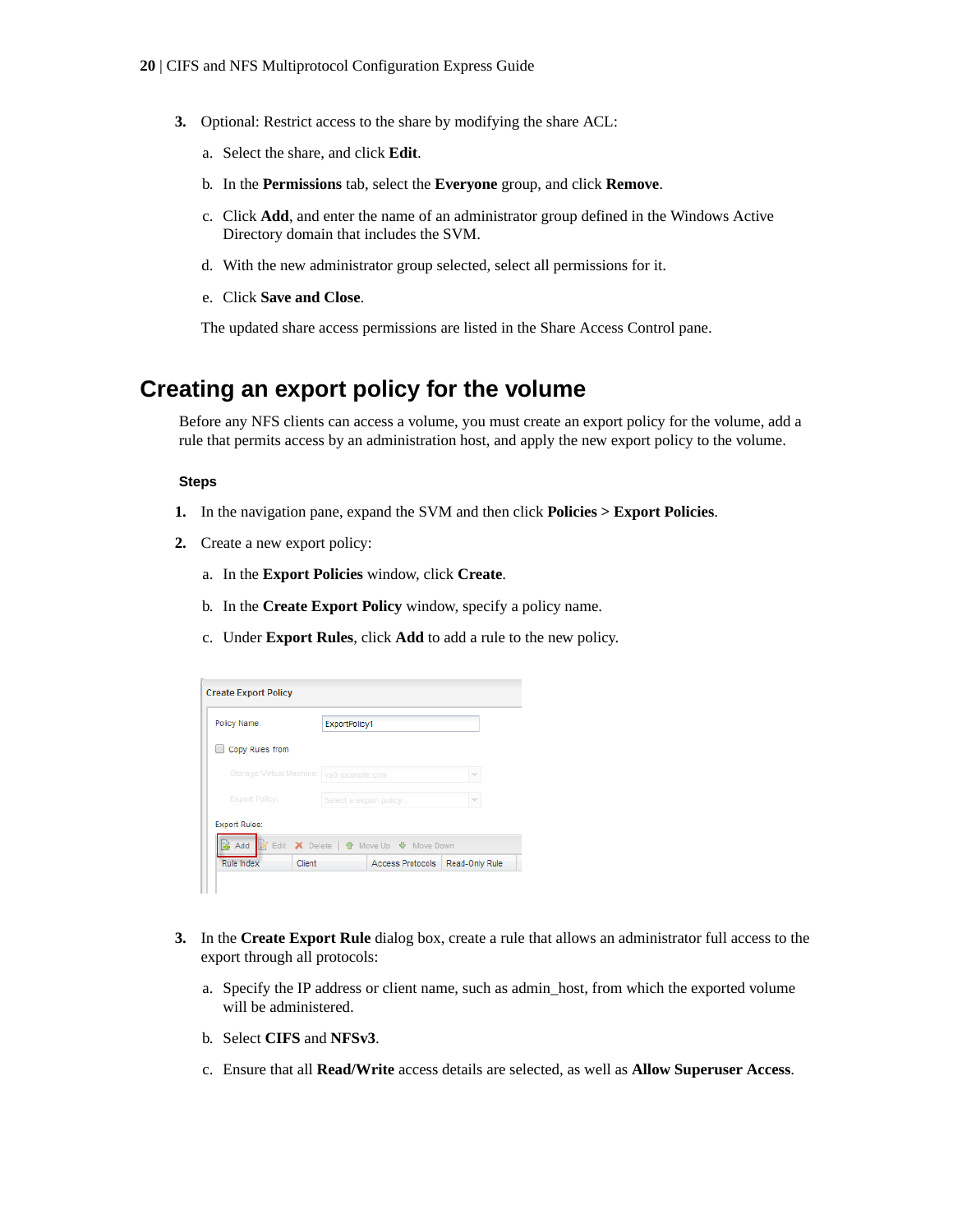3. Optional: Restrict access to the share by modifying the share ACL:
   a. Select the share, and click **Edit**.
   b. In the **Permissions** tab, select the **Everyone** group, and click **Remove**.
   c. Click **Add**, and enter the name of an administrator group defined in the Windows Active Directory domain that includes the SVM.
   d. With the new administrator group selected, select all permissions for it.
   e. Click **Save and Close**.

   The updated share access permissions are listed in the Share Access Control pane.

## Creating an export policy for the volume

Before any NFS clients can access a volume, you must create an export policy for the volume, add a rule that permits access by an administration host, and apply the new export policy to the volume.

### Steps

1. In the navigation pane, expand the SVM and then click **Policies > Export Policies**.
2. Create a new export policy:
   a. In the **Export Policies** window, click **Create**.
   b. In the **Create Export Policy** window, specify a policy name.
   c. Under **Export Rules**, click **Add** to add a rule to the new policy.
3. In the **Create Export Rule** dialog box, create a rule that allows an administrator full access to the export through all protocols:
   a. Specify the IP address or client name, such as admin_host, from which the exported volume will be administered.
   b. Select **CIFS** and **NFSv3**.
   c. Ensure that all **Read/Write** access details are selected, as well as **Allow Superuser Access**.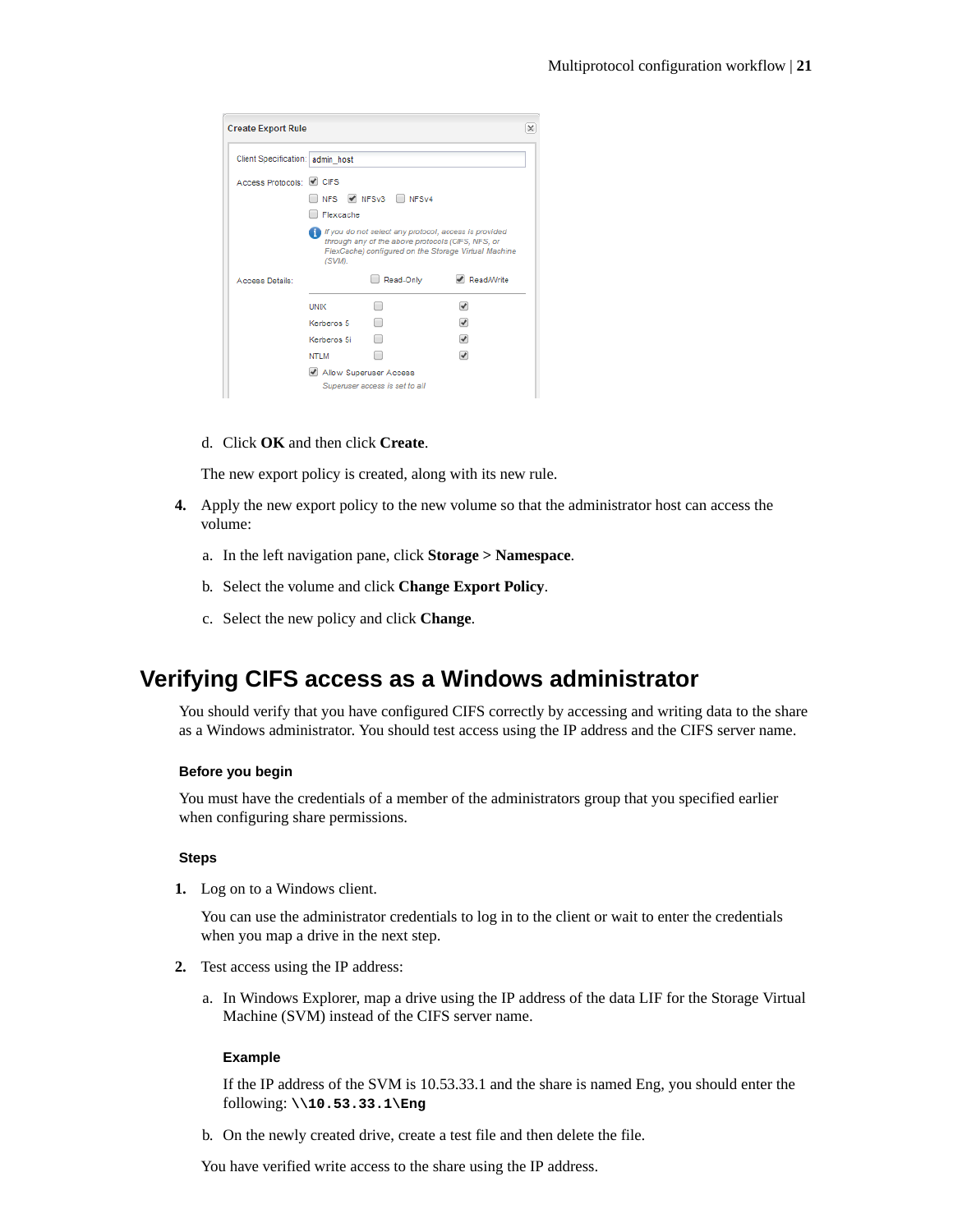d. Click **OK** and then click **Create**.

The new export policy is created, along with its new rule.

**4.** Apply the new export policy to the new volume so that the administrator host can access the volume:

a. In the left navigation pane, click **Storage > Namespace**.

b. Select the volume and click **Change Export Policy**.

c. Select the new policy and click **Change**.

## Verifying CIFS access as a Windows administrator

You should verify that you have configured CIFS correctly by accessing and writing data to the share as a Windows administrator. You should test access using the IP address and the CIFS server name.

### Before you begin

You must have the credentials of a member of the administrators group that you specified earlier when configuring share permissions.

### Steps

**1.** Log on to a Windows client.

You can use the administrator credentials to log in to the client or wait to enter the credentials when you map a drive in the next step.

**2.** Test access using the IP address:

a. In Windows Explorer, map a drive using the IP address of the data LIF for the Storage Virtual Machine (SVM) instead of the CIFS server name.

#### Example

If the IP address of the SVM is 10.53.33.1 and the share is named Eng, you should enter the following: `\\10.53.33.1\Eng`

b. On the newly created drive, create a test file and then delete the file.

You have verified write access to the share using the IP address.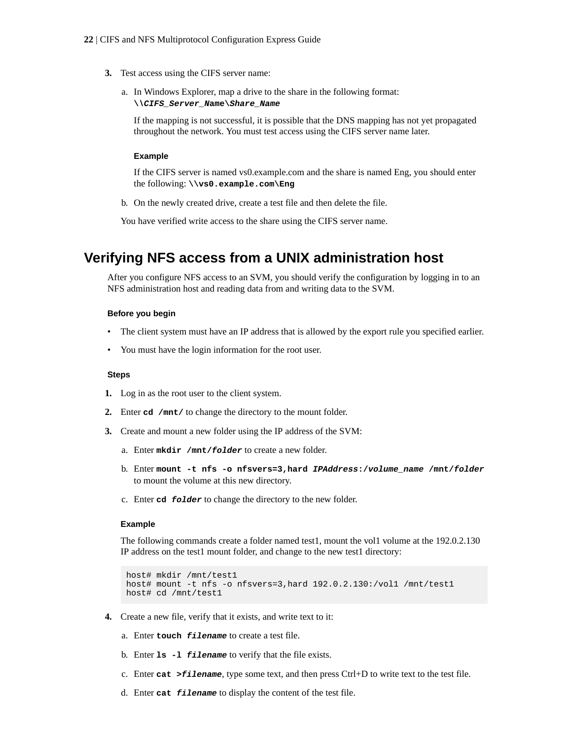3. Test access using the CIFS server name:

   a. In Windows Explorer, map a drive to the share in the following format: **\\*CIFS_Server_N*ame\*Share_Name***

      If the mapping is not successful, it is possible that the DNS mapping has not yet propagated throughout the network. You must test access using the CIFS server name later.

      **Example**

      If the CIFS server is named vs0.example.com and the share is named Eng, you should enter the following: **\\vs0.example.com\Eng**

   b. On the newly created drive, create a test file and then delete the file.

   You have verified write access to the share using the CIFS server name.

## Verifying NFS access from a UNIX administration host

After you configure NFS access to an SVM, you should verify the configuration by logging in to an NFS administration host and reading data from and writing data to the SVM.

**Before you begin**

- The client system must have an IP address that is allowed by the export rule you specified earlier.
- You must have the login information for the root user.

**Steps**

1. Log in as the root user to the client system.
2. Enter **cd /mnt/** to change the directory to the mount folder.
3. Create and mount a new folder using the IP address of the SVM:

   a. Enter **mkdir /mnt/*folder*** to create a new folder.

   b. Enter **mount -t nfs -o nfsvers=3,hard *IPAddress*:/*volume_name* /mnt/*folder*** to mount the volume at this new directory.

   c. Enter **cd *folder*** to change the directory to the new folder.

   **Example**

   The following commands create a folder named test1, mount the vol1 volume at the 192.0.2.130 IP address on the test1 mount folder, and change to the new test1 directory:

   ```
   host# mkdir /mnt/test1
   host# mount -t nfs -o nfsvers=3,hard 192.0.2.130:/vol1 /mnt/test1
   host# cd /mnt/test1
   ```

4. Create a new file, verify that it exists, and write text to it:

   a. Enter **touch *filename*** to create a test file.

   b. Enter **ls -l *filename*** to verify that the file exists.

   c. Enter **cat >*filename***, type some text, and then press Ctrl+D to write text to the test file.

   d. Enter **cat *filename*** to display the content of the test file.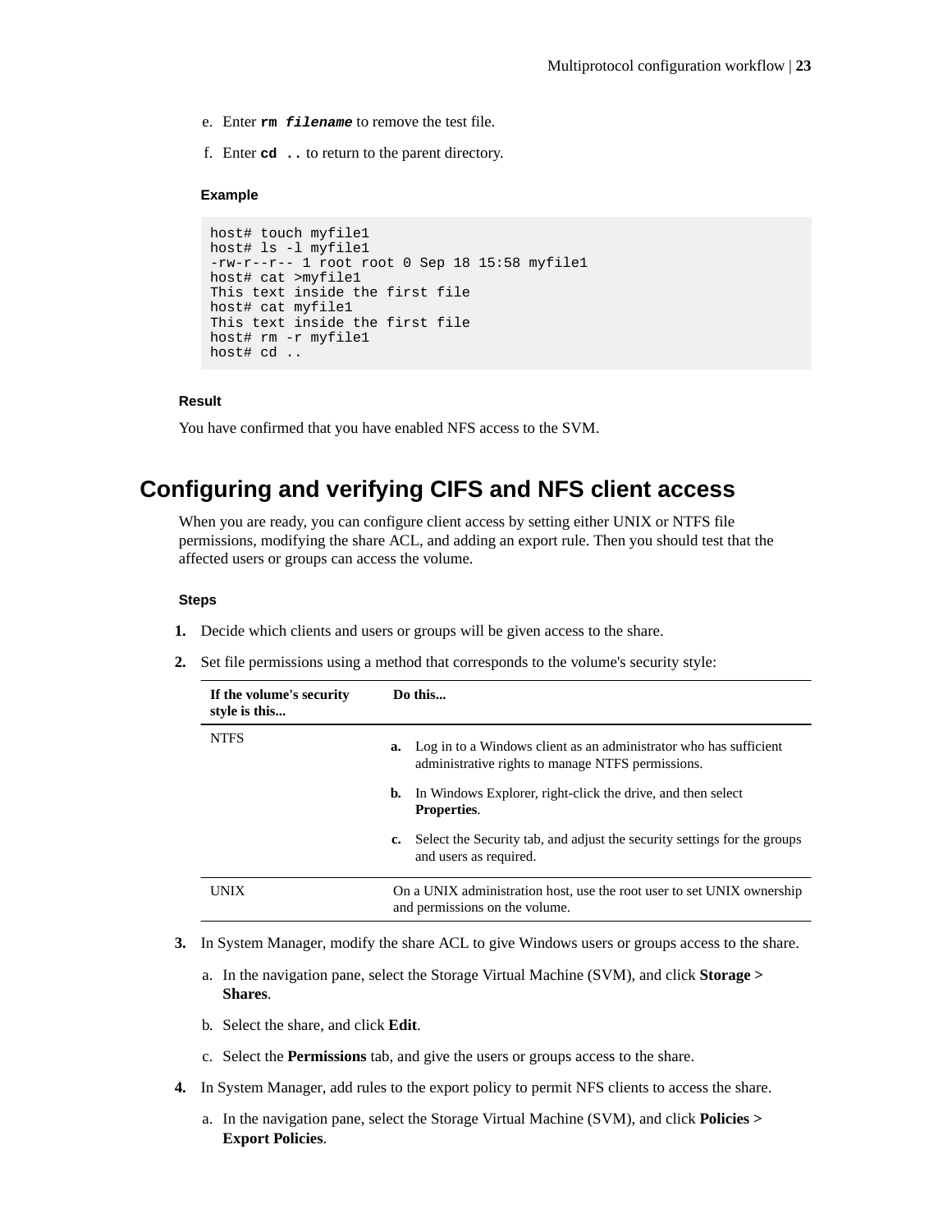e. Enter **`rm filename`** to remove the test file.

f. Enter **`cd ..`** to return to the parent directory.

**Example**

```
host# touch myfile1
host# ls -l myfile1
-rw-r--r-- 1 root root 0 Sep 18 15:58 myfile1
host# cat >myfile1
This text inside the first file
host# cat myfile1
This text inside the first file
host# rm -r myfile1
host# cd ..
```

**Result**

You have confirmed that you have enabled NFS access to the SVM.

## Configuring and verifying CIFS and NFS client access

When you are ready, you can configure client access by setting either UNIX or NTFS file permissions, modifying the share ACL, and adding an export rule. Then you should test that the affected users or groups can access the volume.

**Steps**

1. Decide which clients and users or groups will be given access to the share.
2. Set file permissions using a method that corresponds to the volume's security style:

| If the volume's security style is this... | Do this... |
|---|---|
| NTFS | **a.** Log in to a Windows client as an administrator who has sufficient administrative rights to manage NTFS permissions. **b.** In Windows Explorer, right-click the drive, and then select **Properties**. **c.** Select the Security tab, and adjust the security settings for the groups and users as required. |
| UNIX | On a UNIX administration host, use the root user to set UNIX ownership and permissions on the volume. |

3. In System Manager, modify the share ACL to give Windows users or groups access to the share.
   a. In the navigation pane, select the Storage Virtual Machine (SVM), and click **Storage > Shares**.
   b. Select the share, and click **Edit**.
   c. Select the **Permissions** tab, and give the users or groups access to the share.
4. In System Manager, add rules to the export policy to permit NFS clients to access the share.
   a. In the navigation pane, select the Storage Virtual Machine (SVM), and click **Policies > Export Policies**.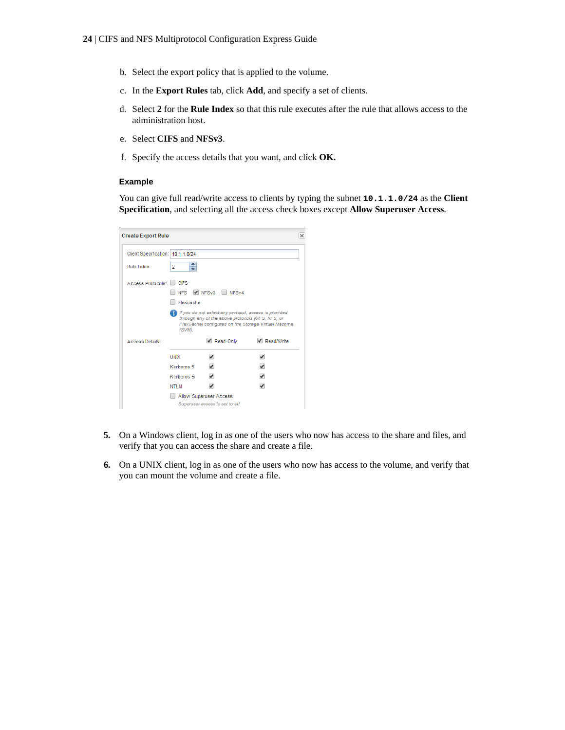b. Select the export policy that is applied to the volume.

c. In the **Export Rules** tab, click **Add**, and specify a set of clients.

d. Select **2** for the **Rule Index** so that this rule executes after the rule that allows access to the administration host.

e. Select **CIFS** and **NFSv3**.

f. Specify the access details that you want, and click **OK.**

### Example

You can give full read/write access to clients by typing the subnet **`10.1.1.0/24`** as the **Client Specification**, and selecting all the access check boxes except **Allow Superuser Access**.

5. On a Windows client, log in as one of the users who now has access to the share and files, and verify that you can access the share and create a file.

6. On a UNIX client, log in as one of the users who now has access to the volume, and verify that you can mount the volume and create a file.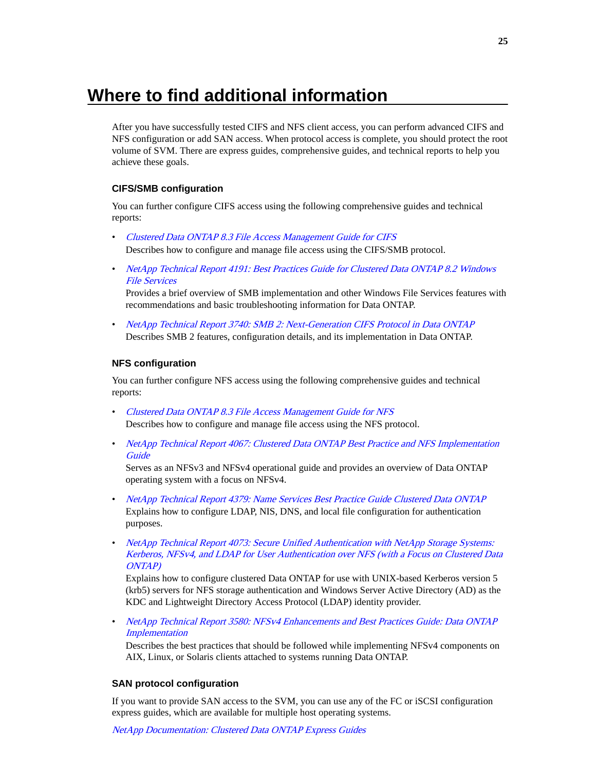# Where to find additional information

After you have successfully tested CIFS and NFS client access, you can perform advanced CIFS and NFS configuration or add SAN access. When protocol access is complete, you should protect the root volume of SVM. There are express guides, comprehensive guides, and technical reports to help you achieve these goals.

## CIFS/SMB configuration

You can further configure CIFS access using the following comprehensive guides and technical reports:

- *Clustered Data ONTAP 8.3 File Access Management Guide for CIFS*
  Describes how to configure and manage file access using the CIFS/SMB protocol.
- *NetApp Technical Report 4191: Best Practices Guide for Clustered Data ONTAP 8.2 Windows File Services*
  Provides a brief overview of SMB implementation and other Windows File Services features with recommendations and basic troubleshooting information for Data ONTAP.
- *NetApp Technical Report 3740: SMB 2: Next-Generation CIFS Protocol in Data ONTAP*
  Describes SMB 2 features, configuration details, and its implementation in Data ONTAP.

## NFS configuration

You can further configure NFS access using the following comprehensive guides and technical reports:

- *Clustered Data ONTAP 8.3 File Access Management Guide for NFS*
  Describes how to configure and manage file access using the NFS protocol.
- *NetApp Technical Report 4067: Clustered Data ONTAP Best Practice and NFS Implementation Guide*
  Serves as an NFSv3 and NFSv4 operational guide and provides an overview of Data ONTAP operating system with a focus on NFSv4.
- *NetApp Technical Report 4379: Name Services Best Practice Guide Clustered Data ONTAP*
  Explains how to configure LDAP, NIS, DNS, and local file configuration for authentication purposes.
- *NetApp Technical Report 4073: Secure Unified Authentication with NetApp Storage Systems: Kerberos, NFSv4, and LDAP for User Authentication over NFS (with a Focus on Clustered Data ONTAP)*
  Explains how to configure clustered Data ONTAP for use with UNIX-based Kerberos version 5 (krb5) servers for NFS storage authentication and Windows Server Active Directory (AD) as the KDC and Lightweight Directory Access Protocol (LDAP) identity provider.
- *NetApp Technical Report 3580: NFSv4 Enhancements and Best Practices Guide: Data ONTAP Implementation*
  Describes the best practices that should be followed while implementing NFSv4 components on AIX, Linux, or Solaris clients attached to systems running Data ONTAP.

## SAN protocol configuration

If you want to provide SAN access to the SVM, you can use any of the FC or iSCSI configuration express guides, which are available for multiple host operating systems.

*NetApp Documentation: Clustered Data ONTAP Express Guides*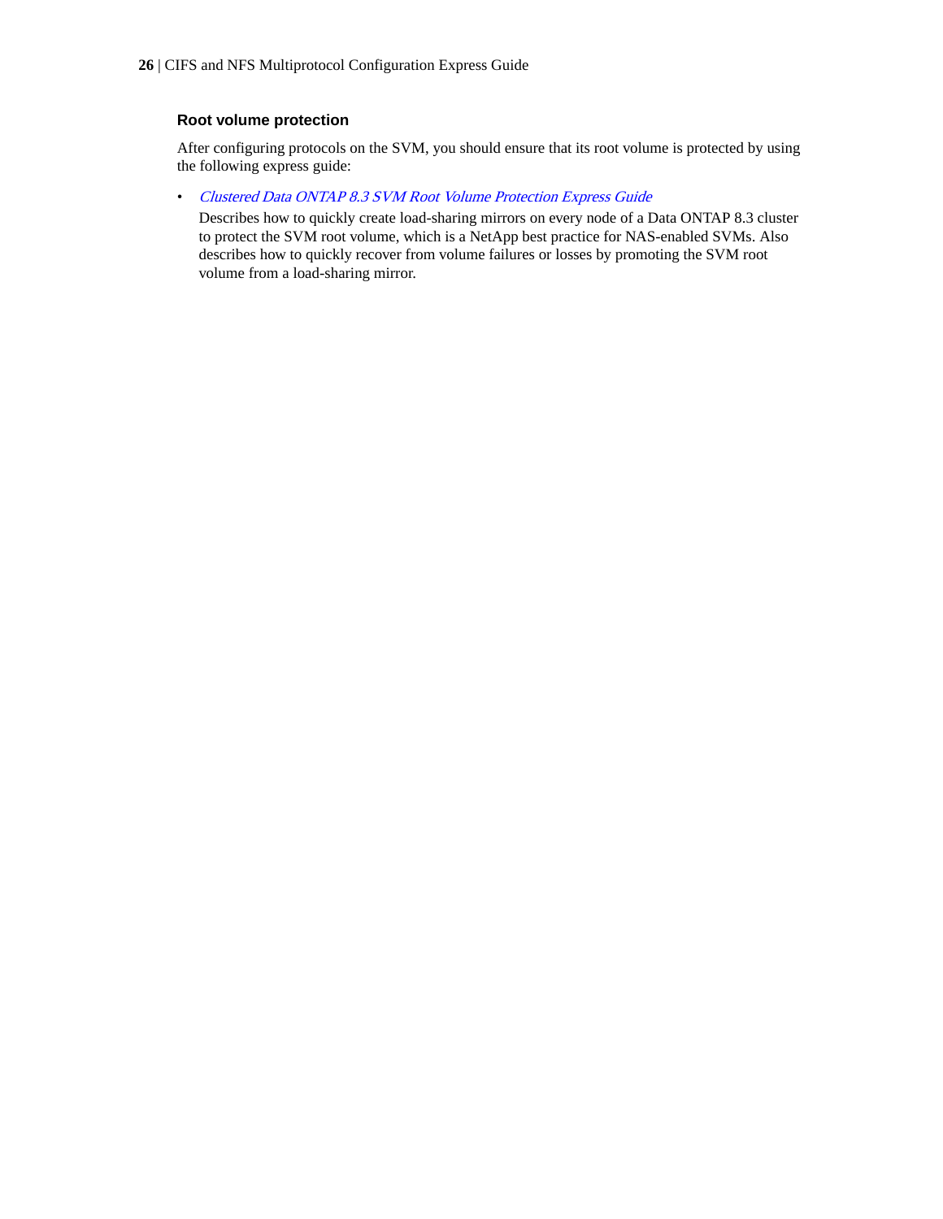### Root volume protection

After configuring protocols on the SVM, you should ensure that its root volume is protected by using the following express guide:

- *Clustered Data ONTAP 8.3 SVM Root Volume Protection Express Guide*

  Describes how to quickly create load-sharing mirrors on every node of a Data ONTAP 8.3 cluster to protect the SVM root volume, which is a NetApp best practice for NAS-enabled SVMs. Also describes how to quickly recover from volume failures or losses by promoting the SVM root volume from a load-sharing mirror.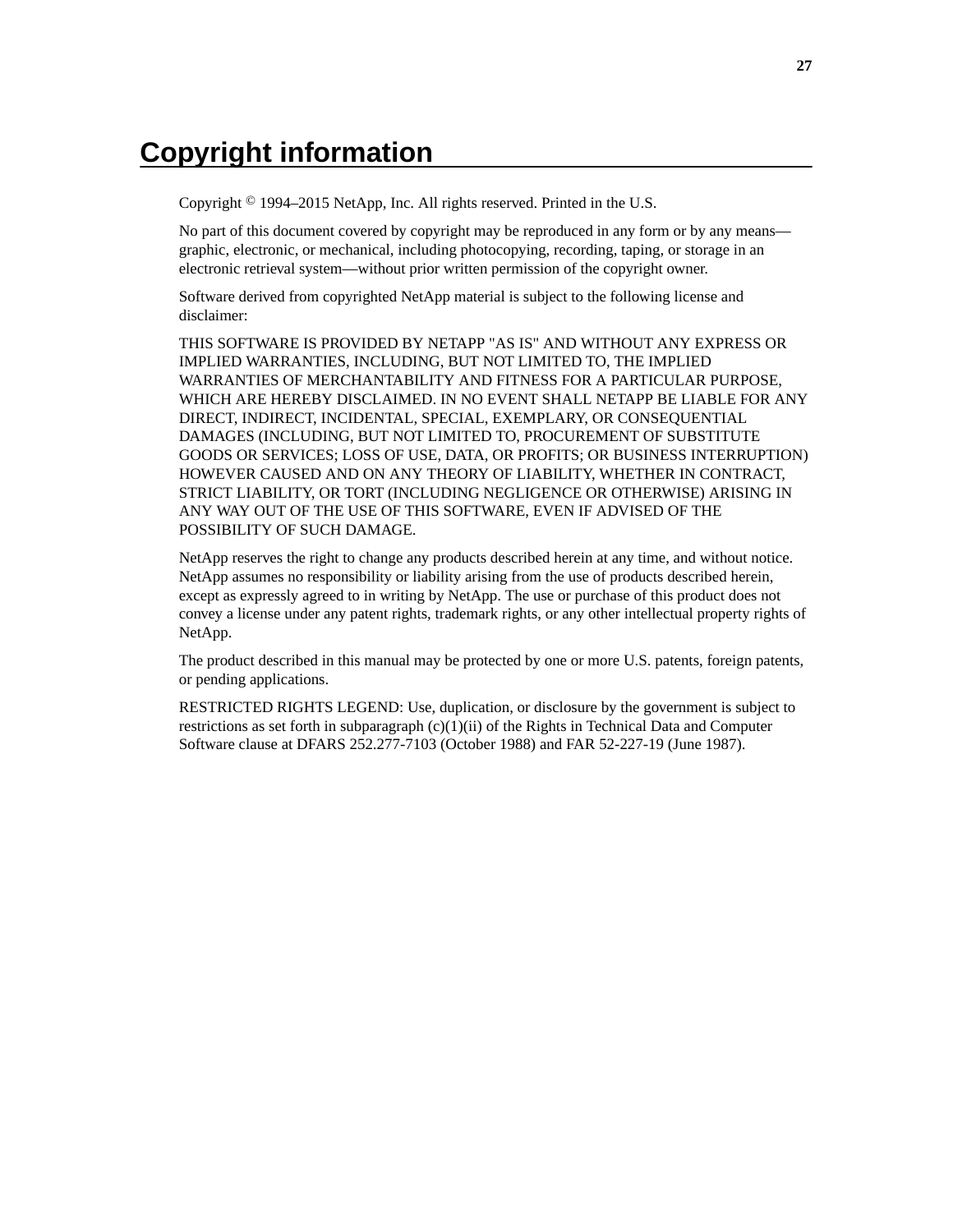# Copyright information

Copyright © 1994–2015 NetApp, Inc. All rights reserved. Printed in the U.S.

No part of this document covered by copyright may be reproduced in any form or by any means—graphic, electronic, or mechanical, including photocopying, recording, taping, or storage in an electronic retrieval system—without prior written permission of the copyright owner.

Software derived from copyrighted NetApp material is subject to the following license and disclaimer:

THIS SOFTWARE IS PROVIDED BY NETAPP "AS IS" AND WITHOUT ANY EXPRESS OR IMPLIED WARRANTIES, INCLUDING, BUT NOT LIMITED TO, THE IMPLIED WARRANTIES OF MERCHANTABILITY AND FITNESS FOR A PARTICULAR PURPOSE, WHICH ARE HEREBY DISCLAIMED. IN NO EVENT SHALL NETAPP BE LIABLE FOR ANY DIRECT, INDIRECT, INCIDENTAL, SPECIAL, EXEMPLARY, OR CONSEQUENTIAL DAMAGES (INCLUDING, BUT NOT LIMITED TO, PROCUREMENT OF SUBSTITUTE GOODS OR SERVICES; LOSS OF USE, DATA, OR PROFITS; OR BUSINESS INTERRUPTION) HOWEVER CAUSED AND ON ANY THEORY OF LIABILITY, WHETHER IN CONTRACT, STRICT LIABILITY, OR TORT (INCLUDING NEGLIGENCE OR OTHERWISE) ARISING IN ANY WAY OUT OF THE USE OF THIS SOFTWARE, EVEN IF ADVISED OF THE POSSIBILITY OF SUCH DAMAGE.

NetApp reserves the right to change any products described herein at any time, and without notice. NetApp assumes no responsibility or liability arising from the use of products described herein, except as expressly agreed to in writing by NetApp. The use or purchase of this product does not convey a license under any patent rights, trademark rights, or any other intellectual property rights of NetApp.

The product described in this manual may be protected by one or more U.S. patents, foreign patents, or pending applications.

RESTRICTED RIGHTS LEGEND: Use, duplication, or disclosure by the government is subject to restrictions as set forth in subparagraph (c)(1)(ii) of the Rights in Technical Data and Computer Software clause at DFARS 252.277-7103 (October 1988) and FAR 52-227-19 (June 1987).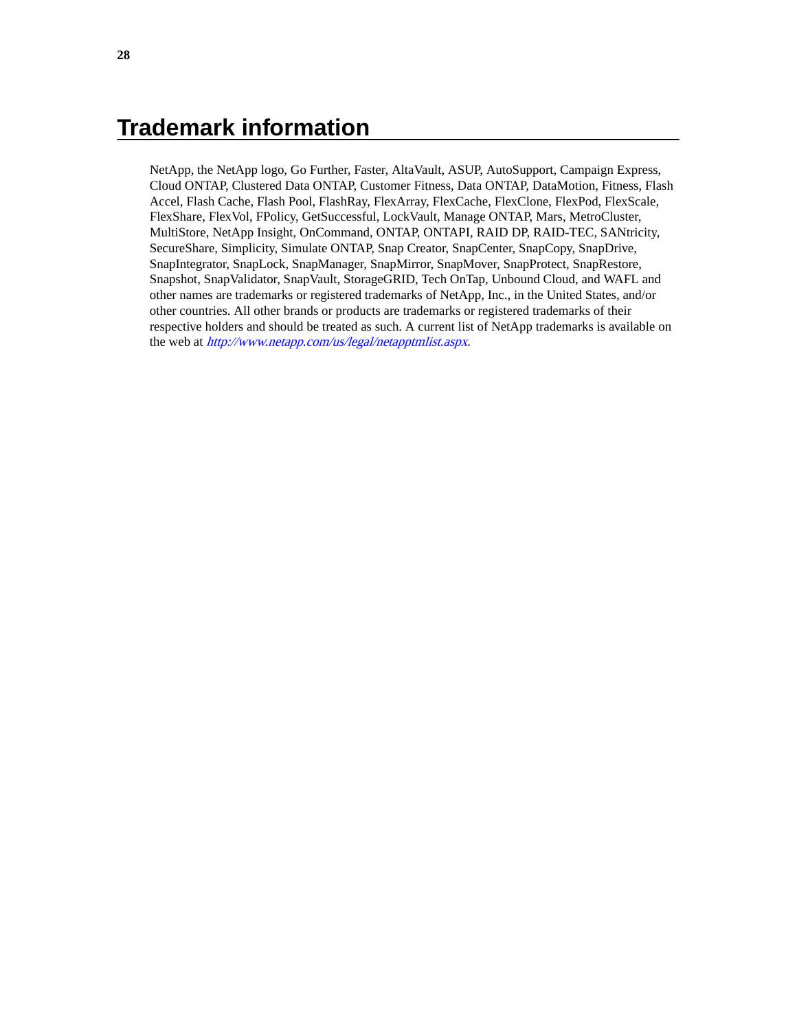# Trademark information

NetApp, the NetApp logo, Go Further, Faster, AltaVault, ASUP, AutoSupport, Campaign Express, Cloud ONTAP, Clustered Data ONTAP, Customer Fitness, Data ONTAP, DataMotion, Fitness, Flash Accel, Flash Cache, Flash Pool, FlashRay, FlexArray, FlexCache, FlexClone, FlexPod, FlexScale, FlexShare, FlexVol, FPolicy, GetSuccessful, LockVault, Manage ONTAP, Mars, MetroCluster, MultiStore, NetApp Insight, OnCommand, ONTAP, ONTAPI, RAID DP, RAID-TEC, SANtricity, SecureShare, Simplicity, Simulate ONTAP, Snap Creator, SnapCenter, SnapCopy, SnapDrive, SnapIntegrator, SnapLock, SnapManager, SnapMirror, SnapMover, SnapProtect, SnapRestore, Snapshot, SnapValidator, SnapVault, StorageGRID, Tech OnTap, Unbound Cloud, and WAFL and other names are trademarks or registered trademarks of NetApp, Inc., in the United States, and/or other countries. All other brands or products are trademarks or registered trademarks of their respective holders and should be treated as such. A current list of NetApp trademarks is available on the web at *http://www.netapp.com/us/legal/netapptmlist.aspx*.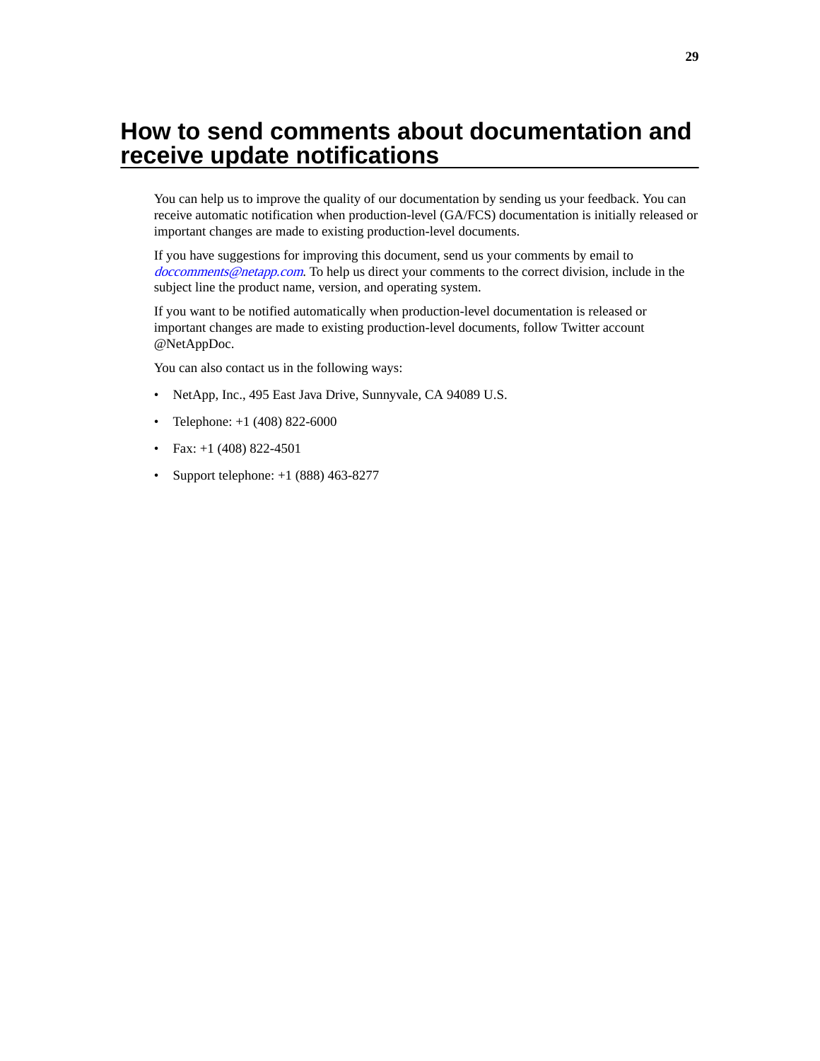# How to send comments about documentation and receive update notifications

You can help us to improve the quality of our documentation by sending us your feedback. You can receive automatic notification when production-level (GA/FCS) documentation is initially released or important changes are made to existing production-level documents.

If you have suggestions for improving this document, send us your comments by email to *doccomments@netapp.com*. To help us direct your comments to the correct division, include in the subject line the product name, version, and operating system.

If you want to be notified automatically when production-level documentation is released or important changes are made to existing production-level documents, follow Twitter account @NetAppDoc.

You can also contact us in the following ways:

- NetApp, Inc., 495 East Java Drive, Sunnyvale, CA 94089 U.S.
- Telephone: +1 (408) 822-6000
- Fax: +1 (408) 822-4501
- Support telephone: +1 (888) 463-8277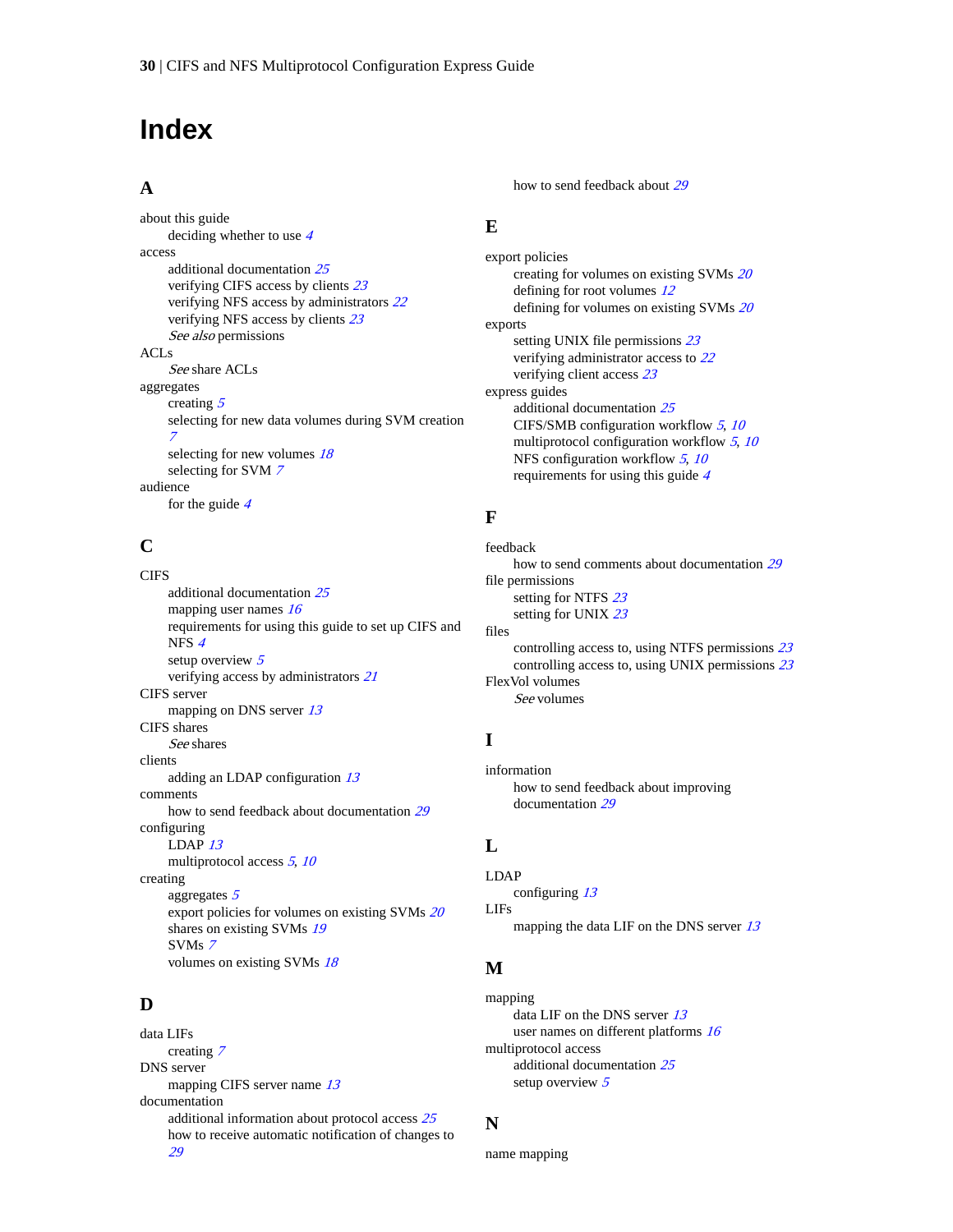# Index

## A

about this guide
- deciding whether to use *4*

access
- additional documentation *25*
- verifying CIFS access by clients *23*
- verifying NFS access by administrators *22*
- verifying NFS access by clients *23*
- *See also* permissions

ACLs
- *See* share ACLs

aggregates
- creating *5*
- selecting for new data volumes during SVM creation *7*
- selecting for new volumes *18*
- selecting for SVM *7*

audience
- for the guide *4*

## C

CIFS
- additional documentation *25*
- mapping user names *16*
- requirements for using this guide to set up CIFS and NFS *4*
- setup overview *5*
- verifying access by administrators *21*

CIFS server
- mapping on DNS server *13*

CIFS shares
- *See* shares

clients
- adding an LDAP configuration *13*

comments
- how to send feedback about documentation *29*

configuring
- LDAP *13*
- multiprotocol access *5*, *10*

creating
- aggregates *5*
- export policies for volumes on existing SVMs *20*
- shares on existing SVMs *19*
- SVMs *7*
- volumes on existing SVMs *18*

## D

data LIFs
- creating *7*

DNS server
- mapping CIFS server name *13*

documentation
- additional information about protocol access *25*
- how to receive automatic notification of changes to *29*
- how to send feedback about *29*

## E

export policies
- creating for volumes on existing SVMs *20*
- defining for root volumes *12*
- defining for volumes on existing SVMs *20*

exports
- setting UNIX file permissions *23*
- verifying administrator access to *22*
- verifying client access *23*

express guides
- additional documentation *25*
- CIFS/SMB configuration workflow *5*, *10*
- multiprotocol configuration workflow *5*, *10*
- NFS configuration workflow *5*, *10*
- requirements for using this guide *4*

## F

feedback
- how to send comments about documentation *29*

file permissions
- setting for NTFS *23*
- setting for UNIX *23*

files
- controlling access to, using NTFS permissions *23*
- controlling access to, using UNIX permissions *23*

FlexVol volumes
- *See* volumes

## I

information
- how to send feedback about improving documentation *29*

## L

LDAP
- configuring *13*

LIFs
- mapping the data LIF on the DNS server *13*

## M

mapping
- data LIF on the DNS server *13*
- user names on different platforms *16*

multiprotocol access
- additional documentation *25*
- setup overview *5*

## N

name mapping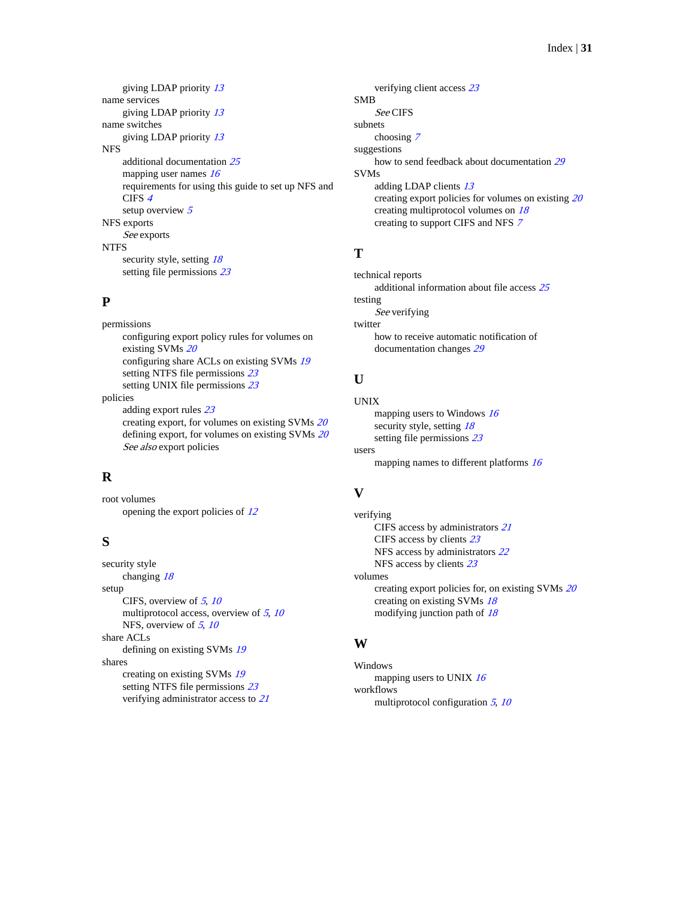giving LDAP priority *13*

name services
- giving LDAP priority *13*

name switches
- giving LDAP priority *13*

NFS
- additional documentation *25*
- mapping user names *16*
- requirements for using this guide to set up NFS and CIFS *4*
- setup overview *5*

NFS exports
- *See* exports

NTFS
- security style, setting *18*
- setting file permissions *23*

## P

permissions
- configuring export policy rules for volumes on existing SVMs *20*
- configuring share ACLs on existing SVMs *19*
- setting NTFS file permissions *23*
- setting UNIX file permissions *23*

policies
- adding export rules *23*
- creating export, for volumes on existing SVMs *20*
- defining export, for volumes on existing SVMs *20*
- *See also* export policies

## R

root volumes
- opening the export policies of *12*

## S

security style
- changing *18*

setup
- CIFS, overview of *5*, *10*
- multiprotocol access, overview of *5*, *10*
- NFS, overview of *5*, *10*

share ACLs
- defining on existing SVMs *19*

shares
- creating on existing SVMs *19*
- setting NTFS file permissions *23*
- verifying administrator access to *21*
- verifying client access *23*

SMB
- *See* CIFS

subnets
- choosing *7*

suggestions
- how to send feedback about documentation *29*

SVMs
- adding LDAP clients *13*
- creating export policies for volumes on existing *20*
- creating multiprotocol volumes on *18*
- creating to support CIFS and NFS *7*

## T

technical reports
- additional information about file access *25*

testing
- *See* verifying

twitter
- how to receive automatic notification of documentation changes *29*

## U

UNIX
- mapping users to Windows *16*
- security style, setting *18*
- setting file permissions *23*

users
- mapping names to different platforms *16*

## V

verifying
- CIFS access by administrators *21*
- CIFS access by clients *23*
- NFS access by administrators *22*
- NFS access by clients *23*

volumes
- creating export policies for, on existing SVMs *20*
- creating on existing SVMs *18*
- modifying junction path of *18*

## W

Windows
- mapping users to UNIX *16*

workflows
- multiprotocol configuration *5*, *10*